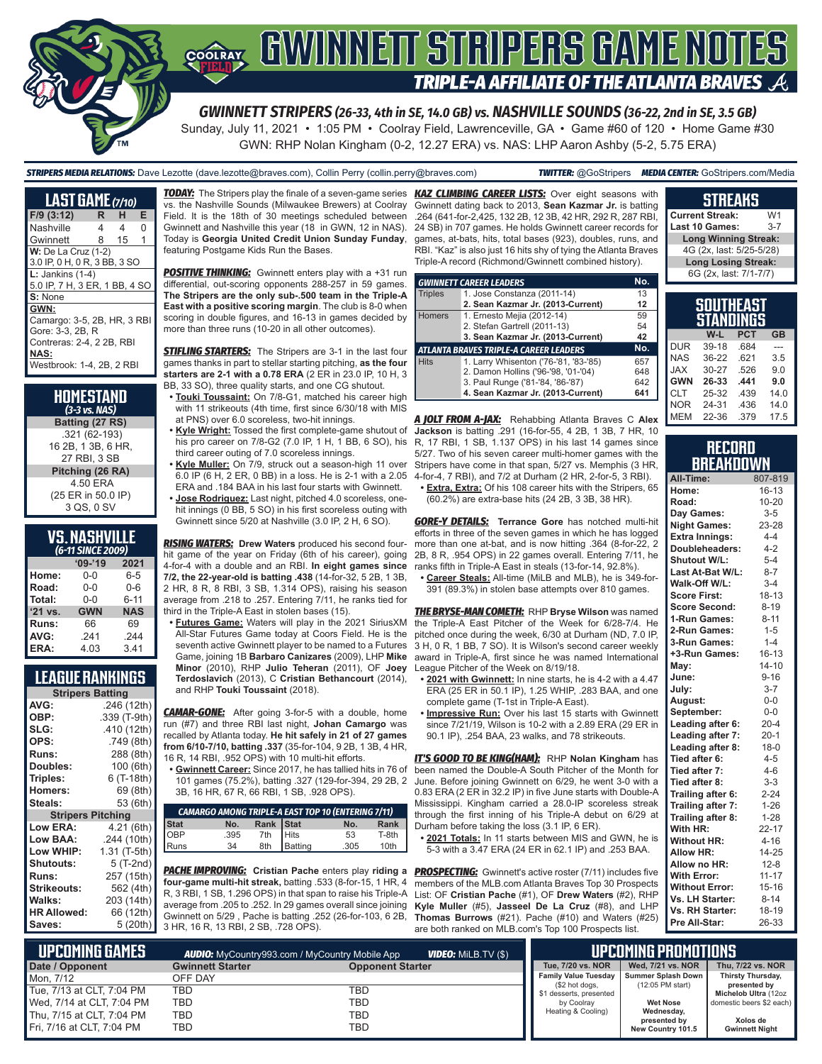# GWINNETT STRIPERS GAME NOTES

## TRIPLE-A AFFILIATE OF THE ATLANTA BRAVES

### GWINNETT STRIPERS (26-33, 4th in SE, 14.0 GB) vs. NASHVILLE SOUNDS (36-22, 2nd in SE, 3.5 GB)

Sunday, July 11, 2021 • 1:05 PM • Coolray Field, Lawrenceville, GA • Game #60 of 120 • Home Game #30

GWN: RHP Nolan Kingham (0-2, 12.27 ERA) vs. NAS: LHP Aaron Ashby (5-2, 5.75 ERA)

**STRIPERS MEDIA RELATIONS:** Dave Lezotte (dave.lezotte@braves.com), Collin Perry (collin.perry@braves.com) **TWITTER:** @GoStripers **MEDIA CENTER:** GoStripers.com/Media

## LAST GAME (7/10)

| F/9 (3:12) | R | H | E |
|---|---|---|---|
| Nashville | 4 | 4 | 0 |
| Gwinnett | 8 | 15 | 1 |

**W:** De La Cruz (1-2)
3.0 IP, 0 H, 0 R, 3 BB, 3 SO

**L:** Jankins (1-4)
5.0 IP, 7 H, 3 ER, 1 BB, 4 SO

**S:** None

**GWN:**
Camargo: 3-5, 2B, HR, 3 RBI
Gore: 3-3, 2B, R
Contreras: 2-4, 2 2B, RBI

**NAS:**
Westbrook: 1-4, 2B, 2 RBI

## HOMESTAND
*(3-3 vs. NAS)*

**Batting (27 RS)**
.321 (62-193)
16 2B, 1 3B, 6 HR,
27 RBI, 3 SB

**Pitching (26 RA)**
4.50 ERA
(25 ER in 50.0 IP)
3 QS, 0 SV

## VS. NASHVILLE
*(6-11 SINCE 2009)*

| | '09-'19 | 2021 |
|---|---|---|
| Home: | 0-0 | 6-5 |
| Road: | 0-0 | 0-6 |
| Total: | 0-0 | 6-11 |
| '21 vs. | GWN | NAS |
| Runs: | 66 | 69 |
| AVG: | .241 | .244 |
| ERA: | 4.03 | 3.41 |

## LEAGUE RANKINGS

| Stripers Batting | |
|---|---|
| AVG: | .246 (12th) |
| OBP: | .339 (T-9th) |
| SLG: | .410 (12th) |
| OPS: | .749 (8th) |
| Runs: | 288 (8th) |
| Doubles: | 100 (6th) |
| Triples: | 6 (T-18th) |
| Homers: | 69 (8th) |
| Steals: | 53 (6th) |

| Stripers Pitching | |
|---|---|
| Low ERA: | 4.21 (6th) |
| Low BAA: | .244 (10th) |
| Low WHIP: | 1.31 (T-5th) |
| Shutouts: | 5 (T-2nd) |
| Runs: | 257 (15th) |
| Strikeouts: | 562 (4th) |
| Walks: | 203 (14th) |
| HR Allowed: | 66 (12th) |
| Saves: | 5 (20th) |

***TODAY:*** The Stripers play the finale of a seven-game series vs. the Nashville Sounds (Milwaukee Brewers) at Coolray Field. It is the 18th of 30 meetings scheduled between Gwinnett and Nashville this year (18 in GWN, 12 in NAS). Today is **Georgia United Credit Union Sunday Funday**, featuring Postgame Kids Run the Bases.

***POSITIVE THINKING:*** Gwinnett enters play with a +31 run differential, out-scoring opponents 288-257 in 59 games. **The Stripers are the only sub-.500 team in the Triple-A East with a positive scoring margin**. The club is 8-0 when scoring in double figures, and 16-13 in games decided by more than three runs (10-20 in all other outcomes).

***STIFLING STARTERS:*** The Stripers are 3-1 in the last four games thanks in part to stellar starting pitching, **as the four starters are 2-1 with a 0.78 ERA** (2 ER in 23.0 IP, 10 H, 3 BB, 33 SO), three quality starts, and one CG shutout.

- **Touki Toussaint:** On 7/8-G1, matched his career high with 11 strikeouts (4th time, first since 6/30/18 with MIS at PNS) over 6.0 scoreless, two-hit innings.
- **Kyle Wright:** Tossed the first complete-game shutout of his pro career on 7/8-G2 (7.0 IP, 1 H, 1 BB, 6 SO), his third career outing of 7.0 scoreless innings.
- **Kyle Muller:** On 7/9, struck out a season-high 11 over 6.0 IP (6 H, 2 ER, 0 BB) in a loss. He is 2-1 with a 2.05 ERA and .184 BAA in his last four starts with Gwinnett.
- **Jose Rodriguez:** Last night, pitched 4.0 scoreless, one-hit innings (0 BB, 5 SO) in his first scoreless outing with Gwinnett since 5/20 at Nashville (3.0 IP, 2 H, 6 SO).

***RISING WATERS:*** **Drew Waters** produced his second four-hit game of the year on Friday (6th of his career), going 4-for-4 with a double and an RBI. **In eight games since 7/2, the 22-year-old is batting .438** (14-for-32, 5 2B, 1 3B, 2 HR, 8 R, 8 RBI, 3 SB, 1.314 OPS), raising his season average from .218 to .257. Entering 7/11, he ranks tied for third in the Triple-A East in stolen bases (15).

- **Futures Game:** Waters will play in the 2021 SiriusXM All-Star Futures Game today at Coors Field. He is the seventh active Gwinnett player to be named to a Futures Game, joining 1B **Barbaro Canizares** (2009), LHP **Mike Minor** (2010), RHP **Julio Teheran** (2011), OF **Joey Terdoslavich** (2013), C **Cristian Bethancourt** (2014), and RHP **Touki Toussaint** (2018).

***CAMAR-GONE:*** After going 3-for-5 with a double, home run (#7) and three RBI last night, **Johan Camargo** was recalled by Atlanta today. **He hit safely in 21 of 27 games from 6/10-7/10, batting .337** (35-for-104, 9 2B, 1 3B, 4 HR, 16 R, 14 RBI, .952 OPS) with 10 multi-hit efforts.

- **Gwinnett Career:** Since 2017, he has tallied hits in 76 of 101 games (75.2%), batting .327 (129-for-394, 29 2B, 2 3B, 16 HR, 67 R, 66 RBI, 1 SB, .928 OPS).

| CAMARGO AMONG TRIPLE-A EAST TOP 10 (ENTERING 7/11) | | | | | |
|---|---|---|---|---|---|
| Stat | No. | Rank | Stat | No. | Rank |
| OBP | .395 | 7th | Hits | 53 | T-8th |
| Runs | 34 | 8th | Batting | .305 | 10th |

***PACHE IMPROVING:*** **Cristian Pache** enters play **riding a four-game multi-hit streak**, batting .533 (8-for-15, 1 HR, 4 R, 3 RBI, 1 SB, 1.296 OPS) in that span to raise his Triple-A average from .205 to .252. In 29 games overall since joining Gwinnett on 5/29 , Pache is batting .252 (26-for-103, 6 2B, 3 HR, 16 R, 13 RBI, 2 SB, .728 OPS).

***KAZ CLIMBING CAREER LISTS:*** Over eight seasons with Gwinnett dating back to 2013, **Sean Kazmar Jr.** is batting .264 (641-for-2,425, 132 2B, 12 3B, 42 HR, 292 R, 287 RBI, 24 SB) in 707 games. He holds Gwinnett career records for games, at-bats, hits, total bases (923), doubles, runs, and RBI. "Kaz" is also just 16 hits shy of tying the Atlanta Braves Triple-A record (Richmond/Gwinnett combined history).

| GWINNETT CAREER LEADERS | | No. |
|---|---|---|
| Triples | 1. Jose Constanza (2011-14) | 13 |
| | **2. Sean Kazmar Jr. (2013-Current)** | **12** |
| Homers | 1. Ernesto Mejia (2012-14) | 59 |
| | 2. Stefan Gartrell (2011-13) | 54 |
| | **3. Sean Kazmar Jr. (2013-Current)** | **42** |
| **ATLANTA BRAVES TRIPLE-A CAREER LEADERS** | | **No.** |
| Hits | 1. Larry Whisenton ('76-'81, '83-'85) | 657 |
| | 2. Damon Hollins ('96-'98, '01-'04) | 648 |
| | 3. Paul Runge ('81-'84, '86-'87) | 642 |
| | **4. Sean Kazmar Jr. (2013-Current)** | **641** |

***A JOLT FROM A-JAX:*** Rehabbing Atlanta Braves C **Alex Jackson** is batting .291 (16-for-55, 4 2B, 1 3B, 7 HR, 10 R, 17 RBI, 1 SB, 1.137 OPS) in his last 14 games since 5/27. Two of his seven career multi-homer games with the Stripers have come in that span, 5/27 vs. Memphis (3 HR, 4-for-4, 7 RBI), and 7/2 at Durham (2 HR, 2-for-5, 3 RBI).

- **Extra, Extra:** Of his 108 career hits with the Stripers, 65 (60.2%) are extra-base hits (24 2B, 3 3B, 38 HR).

***GORE-Y DETAILS:*** **Terrance Gore** has notched multi-hit efforts in three of the seven games in which he has logged more than one at-bat, and is now hitting .364 (8-for-22, 2 2B, 8 R, .954 OPS) in 22 games overall. Entering 7/11, he ranks fifth in Triple-A East in steals (13-for-14, 92.8%).

- **Career Steals:** All-time (MiLB and MLB), he is 349-for-391 (89.3%) in stolen base attempts over 810 games.

***THE BRYSE-MAN COMETH:*** RHP **Bryse Wilson** was named the Triple-A East Pitcher of the Week for 6/28-7/4. He pitched once during the week, 6/30 at Durham (ND, 7.0 IP, 3 H, 0 R, 1 BB, 7 SO). It is Wilson's second career weekly award in Triple-A, first since he was named International League Pitcher of the Week on 8/19/18.

- **2021 with Gwinnett:** In nine starts, he is 4-2 with a 4.47 ERA (25 ER in 50.1 IP), 1.25 WHIP, .283 BAA, and one complete game (T-1st in Triple-A East).
- **Impressive Run:** Over his last 15 starts with Gwinnett since 7/21/19, Wilson is 10-2 with a 2.89 ERA (29 ER in 90.1 IP), .254 BAA, 23 walks, and 78 strikeouts.

***IT'S GOOD TO BE KING(HAM):*** RHP **Nolan Kingham** has been named the Double-A South Pitcher of the Month for June. Before joining Gwinnett on 6/29, he went 3-0 with a 0.83 ERA (2 ER in 32.2 IP) in five June starts with Double-A Mississippi. Kingham carried a 28.0-IP scoreless streak through the first inning of his Triple-A debut on 6/29 at Durham before taking the loss (3.1 IP, 6 ER).

- **2021 Totals:** In 11 starts between MIS and GWN, he is 5-3 with a 3.47 ERA (24 ER in 62.1 IP) and .253 BAA.

***PROSPECTING:*** Gwinnett's active roster (7/11) includes five members of the MLB.com Atlanta Braves Top 30 Prospects List: OF **Cristian Pache** (#1), OF **Drew Waters** (#2), RHP **Kyle Muller** (#5), **Jasseel De La Cruz** (#8), and LHP **Thomas Burrows** (#21). Pache (#10) and Waters (#25) are both ranked on MLB.com's Top 100 Prospects list.

## STREAKS

| | |
|---|---|
| Current Streak: | W1 |
| Last 10 Games: | 3-7 |
| **Long Winning Streak:** | |
| 4G (2x, last: 5/25-5/28) | |
| **Long Losing Streak:** | |
| 6G (2x, last: 7/1-7/7) | |

## SOUTHEAST STANDINGS

| | W-L | PCT | GB |
|---|---|---|---|
| DUR | 39-18 | .684 | --- |
| NAS | 36-22 | .621 | 3.5 |
| JAX | 30-27 | .526 | 9.0 |
| **GWN** | **26-33** | **.441** | **9.0** |
| CLT | 25-32 | .439 | 14.0 |
| NOR | 24-31 | .436 | 14.0 |
| MEM | 22-36 | .379 | 17.5 |

## RECORD BREAKDOWN

| | |
|---|---|
| All-Time: | 807-819 |
| Home: | 16-13 |
| Road: | 10-20 |
| Day Games: | 3-5 |
| Night Games: | 23-28 |
| Extra Innings: | 4-4 |
| Doubleheaders: | 4-2 |
| Shutout W/L: | 5-4 |
| Last At-Bat W/L: | 8-7 |
| Walk-Off W/L: | 3-4 |
| Score First: | 18-13 |
| Score Second: | 8-19 |
| 1-Run Games: | 8-11 |
| 2-Run Games: | 1-5 |
| 3-Run Games: | 1-4 |
| +3-Run Games: | 16-13 |
| May: | 14-10 |
| June: | 9-16 |
| July: | 3-7 |
| August: | 0-0 |
| September: | 0-0 |
| Leading after 6: | 20-4 |
| Leading after 7: | 20-1 |
| Leading after 8: | 18-0 |
| Tied after 6: | 4-5 |
| Tied after 7: | 4-6 |
| Tied after 8: | 3-3 |
| Trailing after 6: | 2-24 |
| Trailing after 7: | 1-26 |
| Trailing after 8: | 1-28 |
| With HR: | 22-17 |
| Without HR: | 4-16 |
| Allow HR: | 14-25 |
| Allow no HR: | 12-8 |
| With Error: | 11-17 |
| Without Error: | 15-16 |
| Vs. LH Starter: | 8-14 |
| Vs. RH Starter: | 18-19 |
| Pre All-Star: | 26-33 |

## UPCOMING GAMES

**AUDIO:** MyCountry993.com / MyCountry Mobile App **VIDEO:** MiLB.TV ($)

| Date / Opponent | Gwinnett Starter | Opponent Starter |
|---|---|---|
| Mon, 7/12 | OFF DAY | |
| Tue, 7/13 at CLT, 7:04 PM | TBD | TBD |
| Wed, 7/14 at CLT, 7:04 PM | TBD | TBD |
| Thu, 7/15 at CLT, 7:04 PM | TBD | TBD |
| Fri, 7/16 at CLT, 7:04 PM | TBD | TBD |

## UPCOMING PROMOTIONS

| Tue, 7/20 vs. NOR | Wed, 7/21 vs. NOR | Thu, 7/22 vs. NOR |
|---|---|---|
| **Family Value Tuesday** ($2 hot dogs, $1 desserts, presented by Coolray Heating & Cooling) | **Summer Splash Down** (12:05 PM start) **Wet Nose Wednesday, presented by New Country 101.5** | **Thirsty Thursday, presented by Michelob Ultra** (12oz domestic beers $2 each) **Xolos de Gwinnett Night** |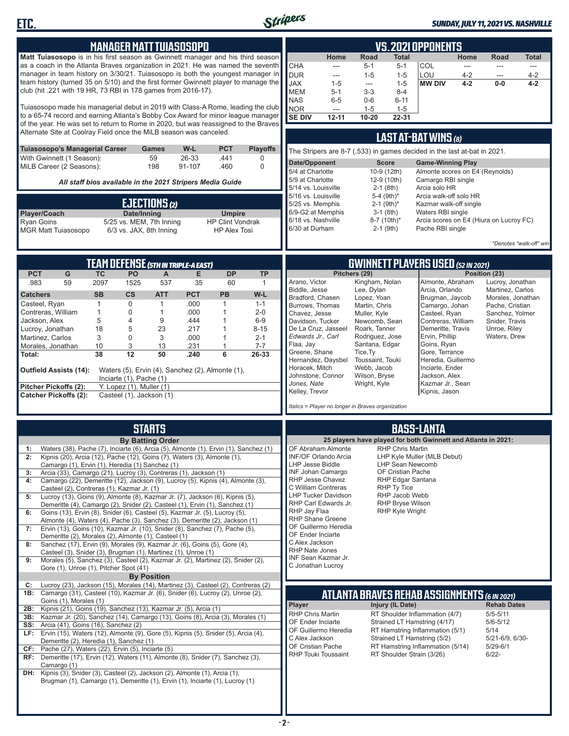## MANAGER MATT TUIASOSOPO

**Matt Tuiasosopo** is in his first season as Gwinnett manager and his third season as a coach in the Atlanta Braves organization in 2021. He was named the seventh manager in team history on 3/30/21. Tuiasosopo is both the youngest manager in team history (turned 35 on 5/10) and the first former Gwinnett player to manage the club (hit .221 with 19 HR, 73 RBI in 178 games from 2016-17).

Tuiasosopo made his managerial debut in 2019 with Class-A Rome, leading the club to a 65-74 record and earning Atlanta's Bobby Cox Award for minor league manager of the year. He was set to return to Rome in 2020, but was reassigned to the Braves Alternate Site at Coolray Field once the MiLB season was canceled.

| Tuiasosopo's Managerial Career | Games | W-L | PCT | Playoffs |
|---|---|---|---|---|
| With Gwinnett (1 Season): | 59 | 26-33 | .441 | 0 |
| MiLB Career (2 Seasons): | 198 | 91-107 | .460 | 0 |

*All staff bios available in the 2021 Stripers Media Guide*

## EJECTIONS (2)

| Player/Coach | Date/Inning | Umpire |
|---|---|---|
| Ryan Goins | 5/25 vs. MEM, 7th Inning | HP Clint Vondrak |
| MGR Matt Tuiasosopo | 6/3 vs. JAX, 8th Inning | HP Alex Tosi |

## VS. 2021 OPPONENTS

| | Home | Road | Total | | Home | Road | Total |
|---|---|---|---|---|---|---|---|
| CHA | --- | 5-1 | 5-1 | COL | --- | --- | --- |
| DUR | --- | 1-5 | 1-5 | LOU | 4-2 | --- | 4-2 |
| JAX | 1-5 | --- | 1-5 | **MW DIV** | **4-2** | **0-0** | **4-2** |
| MEM | 5-1 | 3-3 | 8-4 | | | | |
| NAS | 6-5 | 0-6 | 6-11 | | | | |
| NOR | --- | 1-5 | 1-5 | | | | |
| **SE DIV** | **12-11** | **10-20** | **22-31** | | | | |

## LAST AT-BAT WINS (8)

The Stripers are 8-7 (.533) in games decided in the last at-bat in 2021.

| Date/Opponent | Score | Game-Winning Play |
|---|---|---|
| 5/4 at Charlotte | 10-9 (12th) | Almonte scores on E4 (Reynolds) |
| 5/9 at Charlotte | 12-9 (10th) | Camargo RBI single |
| 5/14 vs. Louisville | 2-1 (8th) | Arcia solo HR |
| 5/16 vs. Louisville | 5-4 (9th)* | Arcia walk-off solo HR |
| 5/25 vs. Memphis | 2-1 (9th)* | Kazmar walk-off single |
| 6/9-G2 at Memphis | 3-1 (8th) | Waters RBI single |
| 6/18 vs. Nashville | 8-7 (10th)* | Arcia scores on E4 (Hiura on Lucroy FC) |
| 6/30 at Durham | 2-1 (9th) | Pache RBI single |

*\*Denotes "walk-off" win*

## TEAM DEFENSE (5TH IN TRIPLE-A EAST)

| PCT | G | TC | PO | A | E | DP | TP |
|---|---|---|---|---|---|---|---|
| .983 | 59 | 2097 | 1525 | 537 | 35 | 60 | 1 |

| Catchers | SB | CS | ATT | PCT | PB | W-L |
|---|---|---|---|---|---|---|
| Casteel, Ryan | 1 | 0 | 1 | .000 | 1 | 1-1 |
| Contreras, William | 1 | 0 | 1 | .000 | 1 | 2-0 |
| Jackson, Alex | 5 | 4 | 9 | .444 | 1 | 6-9 |
| Lucroy, Jonathan | 18 | 5 | 23 | .217 | 1 | 8-15 |
| Martinez, Carlos | 3 | 0 | 3 | .000 | 1 | 2-1 |
| Morales, Jonathan | 10 | 3 | 13 | .231 | 1 | 7-7 |
| **Total:** | **38** | **12** | **50** | **.240** | **6** | **26-33** |

**Outfield Assists (14):** Waters (5), Ervin (4), Sanchez (2), Almonte (1), Inciarte (1), Pache (1)
**Pitcher Pickoffs (2):** Y. Lopez (1), Muller (1)
**Catcher Pickoffs (2):** Casteel (1), Jackson (1)

## GWINNETT PLAYERS USED (52 IN 2021)

**Pitchers (29)**
Arano, Victor; Biddle, Jesse; Bradford, Chasen; Burrows, Thomas; Chavez, Jesse; Davidson, Tucker; De La Cruz, Jasseel; *Edwards Jr., Carl*; Flaa, Jay; Greene, Shane; Hernandez, Daysbel; Horacek, Mitch; Johnstone, Connor; *Jones, Nate*; Kelley, Trevor; Kingham, Nolan; Lee, Dylan; Lopez, Yoan; Martin, Chris; Muller, Kyle; Newcomb, Sean; Roark, Tanner; Rodriguez, Jose; Santana, Edgar; Tice, Ty; Toussaint, Touki; Webb, Jacob; Wilson, Bryse; Wright, Kyle

**Position (23)**
Almonte, Abraham; Arcia, Orlando; Brugman, Jaycob; Camargo, Johan; Casteel, Ryan; Contreras, William; Demeritte, Travis; Ervin, Phillip; Goins, Ryan; Gore, Terrance; Heredia, Guillermo; Inciarte, Ender; Jackson, Alex; Kazmar Jr., Sean; Kipnis, Jason; Lucroy, Jonathan; Martinez, Carlos; Morales, Jonathan; Pache, Cristian; Sanchez, Yolmer; Snider, Travis; Unroe, Riley; Waters, Drew

*Italics = Player no longer in Braves organization*

## STARTS

**By Batting Order**

- **1:** Waters (38), Pache (7), Inciarte (6), Arcia (5), Almonte (1), Ervin (1), Sanchez (1)
- **2:** Kipnis (20), Arcia (12), Pache (12), Goins (7), Waters (3), Almonte (1), Camargo (1), Ervin (1), Heredia (1) Sanchez (1)
- **3:** Arcia (33), Camargo (21), Lucroy (3), Contreras (1), Jackson (1)
- **4:** Camargo (22), Demeritte (12), Jackson (9), Lucroy (5), Kipnis (4), Almonte (3), Casteel (2), Contreras (1), Kazmar Jr. (1)
- **5:** Lucroy (13), Goins (9), Almonte (8), Kazmar Jr. (7), Jackson (6), Kipnis (5), Demeritte (4), Camargo (2), Snider (2), Casteel (1), Ervin (1), Sanchez (1)
- **6:** Goins (13), Ervin (8), Snider (6), Casteel (5), Kazmar Jr. (5), Lucroy (5), Almonte (4), Waters (4), Pache (3), Sanchez (3), Demeritte (2), Jackson (1)
- **7:** Ervin (13), Goins (10), Kazmar Jr. (10), Snider (8), Sanchez (7), Pache (5), Demeritte (2), Morales (2), Almonte (1), Casteel (1)
- **8:** Sanchez (17), Ervin (9), Morales (9), Kazmar Jr. (6), Goins (5), Gore (4), Casteel (3), Snider (3), Brugman (1), Martinez (1), Unroe (1)
- **9:** Morales (5), Sanchez (3), Casteel (2), Kazmar Jr. (2), Martinez (2), Snider (2), Gore (1), Unroe (1), Pitcher Spot (41)

**By Position**

- **C:** Lucroy (23), Jackson (15), Morales (14), Martinez (3), Casteel (2), Contreras (2)
- **1B:** Camargo (31), Casteel (10), Kazmar Jr. (6), Snider (6), Lucroy (2), Unroe (2), Goins (1), Morales (1)
- **2B:** Kipnis (21), Goins (19), Sanchez (13), Kazmar Jr. (5), Arcia (1)
- **3B:** Kazmar Jr. (20), Sanchez (14), Camargo (13), Goins (8), Arcia (3), Morales (1)
- **SS:** Arcia (41), Goins (16), Sanchez (2)
- **LF:** Ervin (15), Waters (12), Almonte (9), Gore (5), Kipnis (5), Snider (5), Arcia (4), Demeritte (2), Heredia (1), Sanchez (1)
- **CF:** Pache (27), Waters (22), Ervin (5), Inciarte (5)
- **RF:** Demeritte (17), Ervin (12), Waters (11), Almonte (8), Snider (7), Sanchez (3), Camargo (1)
- **DH:** Kipnis (3), Snider (3), Casteel (2), Jackson (2), Almonte (1), Arcia (1), Brugman (1), Camargo (1), Demeritte (1), Ervin (1), Inciarte (1), Lucroy (1)

## BASS-LANTA

**25 players have played for both Gwinnett and Atlanta in 2021:**

- OF Abraham Almonte
- INF/OF Orlando Arcia
- LHP Jesse Biddle
- INF Johan Camargo
- RHP Jesse Chavez
- C William Contreras
- LHP Tucker Davidson
- RHP Carl Edwards Jr.
- RHP Jay Flaa
- RHP Shane Greene
- OF Guillermo Heredia
- OF Ender Inciarte
- C Alex Jackson
- RHP Nate Jones
- INF Sean Kazmar Jr.
- C Jonathan Lucroy
- RHP Chris Martin
- LHP Kyle Muller (MLB Debut)
- LHP Sean Newcomb
- OF Cristian Pache
- RHP Edgar Santana
- RHP Ty Tice
- RHP Jacob Webb
- RHP Bryse Wilson
- RHP Kyle Wright

## ATLANTA BRAVES REHAB ASSIGNMENTS (6 IN 2021)

| Player | Injury (IL Date) | Rehab Dates |
|---|---|---|
| RHP Chris Martin | RT Shoulder Inflammation (4/7) | 5/5-5/11 |
| OF Ender Inciarte | Strained LT Hamstring (4/17) | 5/6-5/12 |
| OF Guillermo Heredia | RT Hamstring Inflammation (5/1) | 5/14 |
| C Alex Jackson | Strained LT Hamstring (5/2) | 5/21-6/9, 6/30- |
| OF Cristian Pache | RT Hamstring Inflammation (5/14) | 5/29-6/1 |
| RHP Touki Toussaint | RT Shoulder Strain (3/26) | 6/22- |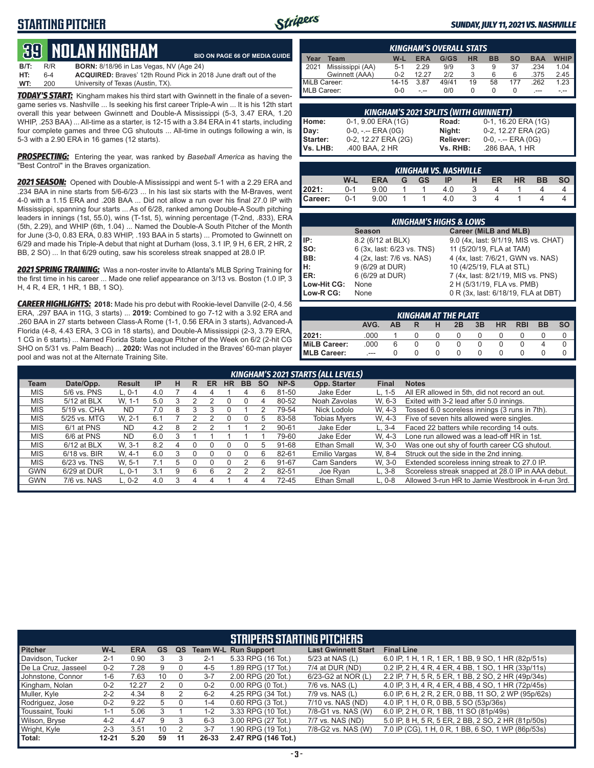# STARTING PITCHER

*SUNDAY, JULY 11, 2021 VS. NASHVILLE*

## 39 NOLAN KINGHAM

BIO ON PAGE 66 OF MEDIA GUIDE

**B/T:** R/R **BORN:** 8/18/96 in Las Vegas, NV (Age 24)
**HT:** 6-4 **ACQUIRED:** Braves' 12th Round Pick in 2018 June draft out of the
**WT:** 200 University of Texas (Austin, TX).

***TODAY'S START:*** Kingham makes his third start with Gwinnett in the finale of a seven-game series vs. Nashville ... Is seeking his first career Triple-A win ... It is his 12th start overall this year between Gwinnett and Double-A Mississippi (5-3, 3.47 ERA, 1.20 WHIP, .253 BAA) ... All-time as a starter, is 12-15 with a 3.84 ERA in 41 starts, including four complete games and three CG shutouts ... All-time in outings following a win, is 5-3 with a 2.90 ERA in 16 games (12 starts).

***PROSPECTING:*** Entering the year, was ranked by *Baseball America* as having the "Best Control" in the Braves organization.

***2021 SEASON:*** Opened with Double-A Mississippi and went 5-1 with a 2.29 ERA and .234 BAA in nine starts from 5/6-6/23 ... In his last six starts with the M-Braves, went 4-0 with a 1.15 ERA and .208 BAA ... Did not allow a run over his final 27.0 IP with Mississippi, spanning four starts ... As of 6/28, ranked among Double-A South pitching leaders in innings (1st, 55.0), wins (T-1st, 5), winning percentage (T-2nd, .833), ERA (5th, 2.29), and WHIP (6th, 1.04) ... Named the Double-A South Pitcher of the Month for June (3-0, 0.83 ERA, 0.83 WHIP, .193 BAA in 5 starts) ... Promoted to Gwinnett on 6/29 and made his Triple-A debut that night at Durham (loss, 3.1 IP, 9 H, 6 ER, 2 HR, 2 BB, 2 SO) ... In that 6/29 outing, saw his scoreless streak snapped at 28.0 IP.

***2021 SPRING TRAINING:*** Was a non-roster invite to Atlanta's MLB Spring Training for the first time in his career ... Made one relief appearance on 3/13 vs. Boston (1.0 IP, 3 H, 4 R, 4 ER, 1 HR, 1 BB, 1 SO).

***CAREER HIGHLIGHTS:*** **2018:** Made his pro debut with Rookie-level Danville (2-0, 4.56 ERA, .297 BAA in 11G, 3 starts) ... **2019:** Combined to go 7-12 with a 3.92 ERA and .260 BAA in 27 starts between Class-A Rome (1-1, 0.56 ERA in 3 starts), Advanced-A Florida (4-8, 4.43 ERA, 3 CG in 18 starts), and Double-A Mississippi (2-3, 3.79 ERA, 1 CG in 6 starts) ... Named Florida State League Pitcher of the Week on 6/2 (2-hit CG SHO on 5/31 vs. Palm Beach) ... **2020:** Was not included in the Braves' 60-man player pool and was not at the Alternate Training Site.

### KINGHAM'S OVERALL STATS

| Year | Team | W-L | ERA | G/GS | HR | BB | SO | BAA | WHIP |
|---|---|---|---|---|---|---|---|---|---|
| 2021 | Mississippi (AA) | 5-1 | 2.29 | 9/9 | 3 | 9 | 37 | .234 | 1.04 |
| | Gwinnett (AAA) | 0-2 | 12.27 | 2/2 | 3 | 6 | 6 | .375 | 2.45 |
| MiLB Career: | | 14-15 | 3.87 | 49/41 | 19 | 58 | 177 | .262 | 1.23 |
| MLB Career: | | 0-0 | -.-- | 0/0 | 0 | 0 | 0 | .--- | -.-- |

### KINGHAM'S 2021 SPLITS (WITH GWINNETT)

| | | | |
|---|---|---|---|
| Home: | 0-1, 9.00 ERA (1G) | Road: | 0-1, 16.20 ERA (1G) |
| Day: | 0-0, -.-- ERA (0G) | Night: | 0-2, 12.27 ERA (2G) |
| Starter: | 0-2, 12.27 ERA (2G) | Reliever: | 0-0, -.-- ERA (0G) |
| Vs. LHB: | .400 BAA, 2 HR | Vs. RHB: | .286 BAA, 1 HR |

### KINGHAM VS. NASHVILLE

| | W-L | ERA | G | GS | IP | H | ER | HR | BB | SO |
|---|---|---|---|---|---|---|---|---|---|---|
| 2021: | 0-1 | 9.00 | 1 | 1 | 4.0 | 3 | 4 | 1 | 4 | 4 |
| Career: | 0-1 | 9.00 | 1 | 1 | 4.0 | 3 | 4 | 1 | 4 | 4 |

### KINGHAM'S HIGHS & LOWS

| | Season | Career (MiLB and MLB) |
|---|---|---|
| IP: | 8.2 (6/12 at BLX) | 9.0 (4x, last: 9/1/19, MIS vs. CHAT) |
| SO: | 6 (3x, last: 6/23 vs. TNS) | 11 (5/20/19, FLA at TAM) |
| BB: | 4 (2x, last: 7/6 vs. NAS) | 4 (4x, last: 7/6/21, GWN vs. NAS) |
| H: | 9 (6/29 at DUR) | 10 (4/25/19, FLA at STL) |
| ER: | 6 (6/29 at DUR) | 7 (4x, last: 8/21/19, MIS vs. PNS) |
| Low-Hit CG: | None | 2 H (5/31/19, FLA vs. PMB) |
| Low-R CG: | None | 0 R (3x, last: 6/18/19, FLA at DBT) |

### KINGHAM AT THE PLATE

| | AVG. | AB | R | H | 2B | 3B | HR | RBI | BB | SO |
|---|---|---|---|---|---|---|---|---|---|---|
| 2021: | .000 | 1 | 0 | 0 | 0 | 0 | 0 | 0 | 0 | 0 |
| MiLB Career: | .000 | 6 | 0 | 0 | 0 | 0 | 0 | 0 | 4 | 0 |
| MLB Career: | .--- | 0 | 0 | 0 | 0 | 0 | 0 | 0 | 0 | 0 |

### KINGHAM'S 2021 STARTS (ALL LEVELS)

| Team | Date/Opp. | Result | IP | H | R | ER | HR | BB | SO | NP-S | Opp. Starter | Final | Notes |
|---|---|---|---|---|---|---|---|---|---|---|---|---|---|
| MIS | 5/6 vs. PNS | L, 0-1 | 4.0 | 7 | 4 | 4 | 1 | 4 | 6 | 81-50 | Jake Eder | L, 1-5 | All ER allowed in 5th, did not record an out. |
| MIS | 5/12 at BLX | W, 1-1 | 5.0 | 3 | 2 | 2 | 0 | 0 | 4 | 80-52 | Noah Zavolas | W, 6-3 | Exited with 3-2 lead after 5.0 innings. |
| MIS | 5/19 vs. CHA | ND | 7.0 | 8 | 3 | 3 | 0 | 1 | 2 | 79-54 | Nick Lodolo | W, 4-3 | Tossed 6.0 scoreless innings (3 runs in 7th). |
| MIS | 5/25 vs. MTG | W, 2-1 | 6.1 | 7 | 2 | 2 | 0 | 0 | 5 | 83-58 | Tobias Myers | W, 4-3 | Five of seven hits allowed were singles. |
| MIS | 6/1 at PNS | ND | 4.2 | 8 | 2 | 2 | 1 | 1 | 2 | 90-61 | Jake Eder | L, 3-4 | Faced 22 batters while recording 14 outs. |
| MIS | 6/6 at PNS | ND | 6.0 | 3 | 1 | 1 | 1 | 1 | 1 | 79-60 | Jake Eder | W, 4-3 | Lone run allowed was a lead-off HR in 1st. |
| MIS | 6/12 at BLX | W, 3-1 | 8.2 | 4 | 0 | 0 | 0 | 0 | 5 | 91-68 | Ethan Small | W, 3-0 | Was one out shy of fourth career CG shutout. |
| MIS | 6/18 vs. BIR | W, 4-1 | 6.0 | 3 | 0 | 0 | 0 | 0 | 6 | 82-61 | Emilio Vargas | W, 8-4 | Struck out the side in the 2nd inning. |
| MIS | 6/23 vs. TNS | W, 5-1 | 7.1 | 5 | 0 | 0 | 0 | 2 | 6 | 91-67 | Cam Sanders | W, 3-0 | Extended scoreless inning streak to 27.0 IP. |
| GWN | 6/29 at DUR | L, 0-1 | 3.1 | 9 | 6 | 6 | 2 | 2 | 2 | 82-51 | Joe Ryan | L, 3-8 | Scoreless streak snapped at 28.0 IP in AAA debut. |
| GWN | 7/6 vs. NAS | L, 0-2 | 4.0 | 3 | 4 | 4 | 1 | 4 | 4 | 72-45 | Ethan Small | L, 0-8 | Allowed 3-run HR to Jamie Westbrook in 4-run 3rd. |

### STRIPERS STARTING PITCHERS

| Pitcher | W-L | ERA | GS | QS | Team W-L | Run Support | Last Gwinnett Start | Final Line |
|---|---|---|---|---|---|---|---|---|
| Davidson, Tucker | 2-1 | 0.90 | 3 | 3 | 2-1 | 5.33 RPG (16 Tot.) | 5/23 at NAS (L) | 6.0 IP, 1 H, 1 R, 1 ER, 1 BB, 9 SO, 1 HR (82p/51s) |
| De La Cruz, Jasseel | 0-2 | 7.28 | 9 | 0 | 4-5 | 1.89 RPG (17 Tot.) | 7/4 at DUR (ND) | 0.2 IP, 2 H, 4 R, 4 ER, 4 BB, 1 SO, 1 HR (33p/11s) |
| Johnstone, Connor | 1-6 | 7.63 | 10 | 0 | 3-7 | 2.00 RPG (20 Tot.) | 6/23-G2 at NOR (L) | 2.2 IP, 7 H, 5 R, 5 ER, 1 BB, 2 SO, 2 HR (49p/34s) |
| Kingham, Nolan | 0-2 | 12.27 | 2 | 0 | 0-2 | 0.00 RPG (0 Tot.) | 7/6 vs. NAS (L) | 4.0 IP, 3 H, 4 R, 4 ER, 4 BB, 4 SO, 1 HR (72p/45s) |
| Muller, Kyle | 2-2 | 4.34 | 8 | 2 | 6-2 | 4.25 RPG (34 Tot.) | 7/9 vs. NAS (L) | 6.0 IP, 6 H, 2 R, 2 ER, 0 BB, 11 SO, 2 WP (95p/62s) |
| Rodriguez, Jose | 0-2 | 9.22 | 5 | 0 | 1-4 | 0.60 RPG (3 Tot.) | 7/10 vs. NAS (ND) | 4.0 IP, 1 H, 0 R, 0 BB, 5 SO (53p/36s) |
| Toussaint, Touki | 1-1 | 5.06 | 3 | 1 | 1-2 | 3.33 RPG (10 Tot.) | 7/8-G1 vs. NAS (W) | 6.0 IP, 2 H, 0 R, 1 BB, 11 SO (81p/49s) |
| Wilson, Bryse | 4-2 | 4.47 | 9 | 3 | 6-3 | 3.00 RPG (27 Tot.) | 7/7 vs. NAS (ND) | 5.0 IP, 8 H, 5 R, 5 ER, 2 BB, 2 SO, 2 HR (81p/50s) |
| Wright, Kyle | 2-3 | 3.51 | 10 | 2 | 3-7 | 1.90 RPG (19 Tot.) | 7/8-G2 vs. NAS (W) | 7.0 IP (CG), 1 H, 0 R, 1 BB, 6 SO, 1 WP (86p/53s) |
| Total: | 12-21 | 5.20 | 59 | 11 | 26-33 | 2.47 RPG (146 Tot.) | | |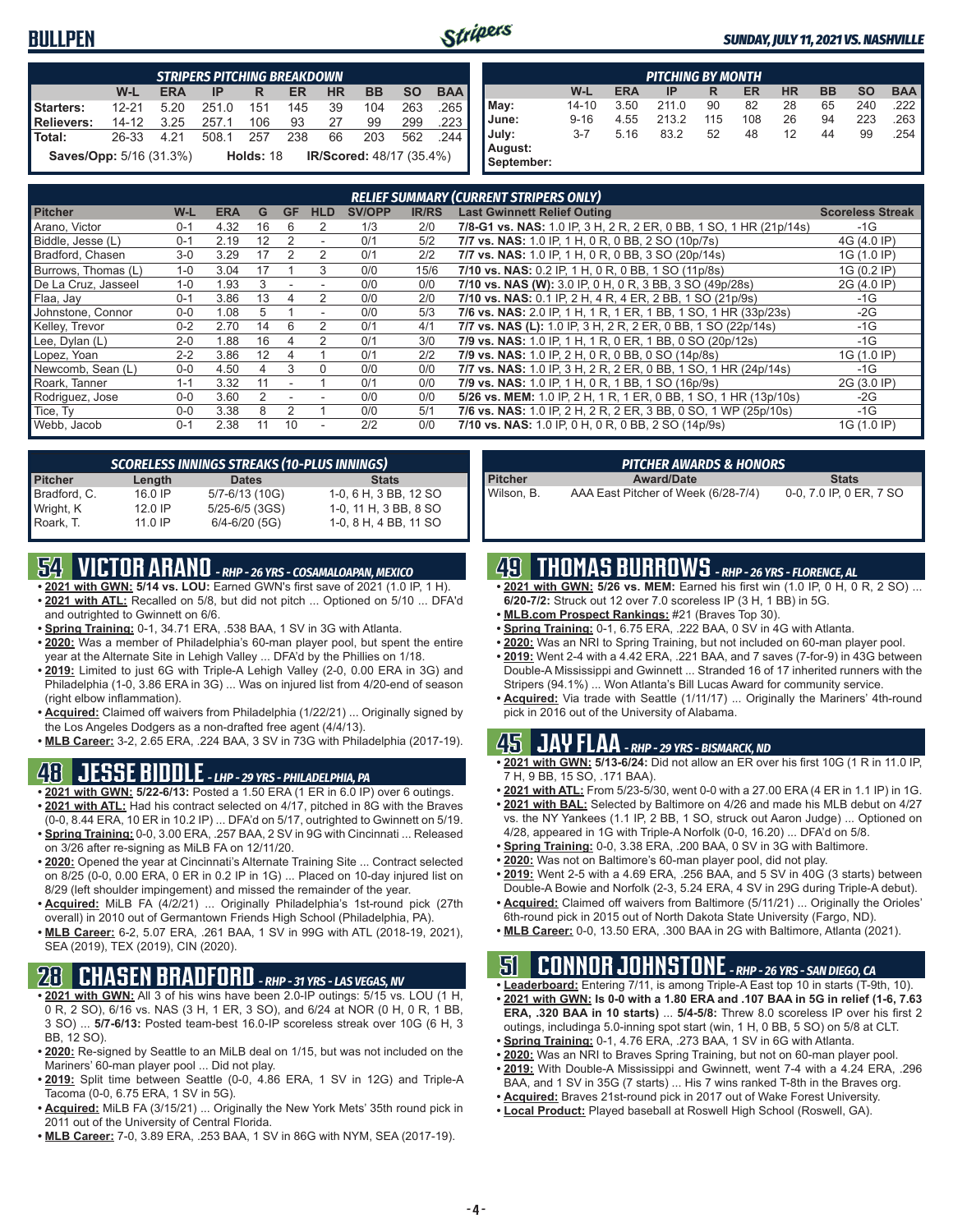# BULLPEN

SUNDAY, JULY 11, 2021 VS. NASHVILLE

| STRIPERS PITCHING BREAKDOWN | | | | | | | | | |
|---|---|---|---|---|---|---|---|---|---|
| | W-L | ERA | IP | R | ER | HR | BB | SO | BAA |
| Starters: | 12-21 | 5.20 | 251.0 | 151 | 145 | 39 | 104 | 263 | .265 |
| Relievers: | 14-12 | 3.25 | 257.1 | 106 | 93 | 27 | 99 | 299 | .223 |
| Total: | 26-33 | 4.21 | 508.1 | 257 | 238 | 66 | 203 | 562 | .244 |

**Saves/Opp:** 5/16 (31.3%) **Holds:** 18 **IR/Scored:** 48/17 (35.4%)

| PITCHING BY MONTH | | | | | | | | | |
|---|---|---|---|---|---|---|---|---|---|
| | W-L | ERA | IP | R | ER | HR | BB | SO | BAA |
| May: | 14-10 | 3.50 | 211.0 | 90 | 82 | 28 | 65 | 240 | .222 |
| June: | 9-16 | 4.55 | 213.2 | 115 | 108 | 26 | 94 | 223 | .263 |
| July: | 3-7 | 5.16 | 83.2 | 52 | 48 | 12 | 44 | 99 | .254 |
| August: | | | | | | | | | |
| September: | | | | | | | | | |

| RELIEF SUMMARY (CURRENT STRIPERS ONLY) | | | | | | | | | |
|---|---|---|---|---|---|---|---|---|---|
| Pitcher | W-L | ERA | G | GF | HLD | SV/OPP | IR/RS | Last Gwinnett Relief Outing | Scoreless Streak |
| Arano, Victor | 0-1 | 4.32 | 16 | 6 | 2 | 1/3 | 2/0 | 7/8-G1 vs. NAS: 1.0 IP, 3 H, 2 R, 2 ER, 0 BB, 1 SO, 1 HR (21p/14s) | -1G |
| Biddle, Jesse (L) | 0-1 | 2.19 | 12 | 2 | - | 0/1 | 5/2 | 7/7 vs. NAS: 1.0 IP, 1 H, 0 R, 0 BB, 2 SO (10p/7s) | 4G (4.0 IP) |
| Bradford, Chasen | 3-0 | 3.29 | 17 | 2 | 2 | 0/1 | 2/2 | 7/7 vs. NAS: 1.0 IP, 1 H, 0 R, 0 BB, 3 SO (20p/14s) | 1G (1.0 IP) |
| Burrows, Thomas (L) | 1-0 | 3.04 | 17 | 1 | 3 | 0/0 | 15/6 | 7/10 vs. NAS: 0.2 IP, 1 H, 0 R, 0 BB, 1 SO (11p/8s) | 1G (0.2 IP) |
| De La Cruz, Jasseel | 1-0 | 1.93 | 3 | - | - | 0/0 | 0/0 | 7/10 vs. NAS (W): 3.0 IP, 0 H, 0 R, 3 BB, 3 SO (49p/28s) | 2G (4.0 IP) |
| Flaa, Jay | 0-1 | 3.86 | 13 | 4 | 2 | 0/0 | 2/0 | 7/10 vs. NAS: 0.1 IP, 2 H, 4 R, 4 ER, 2 BB, 1 SO (21p/9s) | -1G |
| Johnstone, Connor | 0-0 | 1.08 | 5 | 1 | - | 0/0 | 5/3 | 7/6 vs. NAS: 2.0 IP, 1 H, 1 R, 1 ER, 1 BB, 1 SO, 1 HR (33p/23s) | -2G |
| Kelley, Trevor | 0-2 | 2.70 | 14 | 6 | 2 | 0/1 | 4/1 | 7/7 vs. NAS (L): 1.0 IP, 3 H, 2 R, 2 ER, 0 BB, 1 SO (22p/14s) | -1G |
| Lee, Dylan (L) | 2-0 | 1.88 | 16 | 4 | 2 | 0/1 | 3/0 | 7/9 vs. NAS: 1.0 IP, 1 H, 1 R, 0 ER, 1 BB, 0 SO (20p/12s) | -1G |
| Lopez, Yoan | 2-2 | 3.86 | 12 | 4 | 1 | 0/1 | 2/2 | 7/9 vs. NAS: 1.0 IP, 2 H, 0 R, 0 BB, 0 SO (14p/8s) | 1G (1.0 IP) |
| Newcomb, Sean (L) | 0-0 | 4.50 | 4 | 3 | 0 | 0/0 | 0/0 | 7/7 vs. NAS: 1.0 IP, 3 H, 2 R, 2 ER, 0 BB, 1 SO, 1 HR (24p/14s) | -1G |
| Roark, Tanner | 1-1 | 3.32 | 11 | - | 1 | 0/1 | 0/0 | 7/9 vs. NAS: 1.0 IP, 1 H, 0 R, 1 BB, 1 SO (16p/9s) | 2G (3.0 IP) |
| Rodriguez, Jose | 0-0 | 3.60 | 2 | - | - | 0/0 | 0/0 | 5/26 vs. MEM: 1.0 IP, 2 H, 1 R, 1 ER, 0 BB, 1 SO, 1 HR (13p/10s) | -2G |
| Tice, Ty | 0-0 | 3.38 | 8 | 2 | 1 | 0/0 | 5/1 | 7/6 vs. NAS: 1.0 IP, 2 H, 2 R, 2 ER, 3 BB, 0 SO, 1 WP (25p/10s) | -1G |
| Webb, Jacob | 0-1 | 2.38 | 11 | 10 | - | 2/2 | 0/0 | 7/10 vs. NAS: 1.0 IP, 0 H, 0 R, 0 BB, 2 SO (14p/9s) | 1G (1.0 IP) |

| SCORELESS INNINGS STREAKS (10-PLUS INNINGS) | | | |
|---|---|---|---|
| Pitcher | Length | Dates | Stats |
| Bradford, C. | 16.0 IP | 5/7-6/13 (10G) | 1-0, 6 H, 3 BB, 12 SO |
| Wright, K | 12.0 IP | 5/25-6/5 (3GS) | 1-0, 11 H, 3 BB, 8 SO |
| Roark, T. | 11.0 IP | 6/4-6/20 (5G) | 1-0, 8 H, 4 BB, 11 SO |

| PITCHER AWARDS & HONORS | | |
|---|---|---|
| Pitcher | Award/Date | Stats |
| Wilson, B. | AAA East Pitcher of Week (6/28-7/4) | 0-0, 7.0 IP, 0 ER, 7 SO |

## 54 VICTOR ARANO - RHP - 26 YRS - COSAMALOAPAN, MEXICO

- **2021 with GWN:** 5/14 vs. LOU: Earned GWN's first save of 2021 (1.0 IP, 1 H).
- **2021 with ATL:** Recalled on 5/8, but did not pitch ... Optioned on 5/10 ... DFA'd and outrighted to Gwinnett on 6/6.
- **Spring Training:** 0-1, 34.71 ERA, .538 BAA, 1 SV in 3G with Atlanta.
- **2020:** Was a member of Philadelphia's 60-man player pool, but spent the entire year at the Alternate Site in Lehigh Valley ... DFA'd by the Phillies on 1/18.
- **2019:** Limited to just 6G with Triple-A Lehigh Valley (2-0, 0.00 ERA in 3G) and Philadelphia (1-0, 3.86 ERA in 3G) ... Was on injured list from 4/20-end of season (right elbow inflammation).
- **Acquired:** Claimed off waivers from Philadelphia (1/22/21) ... Originally signed by the Los Angeles Dodgers as a non-drafted free agent (4/4/13).
- **MLB Career:** 3-2, 2.65 ERA, .224 BAA, 3 SV in 73G with Philadelphia (2017-19).

## 48 JESSE BIDDLE - LHP - 29 YRS - PHILADELPHIA, PA

- **2021 with GWN:** 5/22-6/13: Posted a 1.50 ERA (1 ER in 6.0 IP) over 6 outings.
- **2021 with ATL:** Had his contract selected on 4/17, pitched in 8G with the Braves (0-0, 8.44 ERA, 10 ER in 10.2 IP) ... DFA'd on 5/17, outrighted to Gwinnett on 5/19.
- **Spring Training:** 0-0, 3.00 ERA, .257 BAA, 2 SV in 9G with Cincinnati ... Released on 3/26 after re-signing as MiLB FA on 12/11/20.
- **2020:** Opened the year at Cincinnati's Alternate Training Site ... Contract selected on 8/25 (0-0, 0.00 ERA, 0 ER in 0.2 IP in 1G) ... Placed on 10-day injured list on 8/29 (left shoulder impingement) and missed the remainder of the year.
- **Acquired:** MiLB FA (4/2/21) ... Originally Philadelphia's 1st-round pick (27th overall) in 2010 out of Germantown Friends High School (Philadelphia, PA).
- **MLB Career:** 6-2, 5.07 ERA, .261 BAA, 1 SV in 99G with ATL (2018-19, 2021), SEA (2019), TEX (2019), CIN (2020).

## 28 CHASEN BRADFORD - RHP - 31 YRS - LAS VEGAS, NV

- **2021 with GWN:** All 3 of his wins have been 2.0-IP outings: 5/15 vs. LOU (1 H, 0 R, 2 SO), 6/16 vs. NAS (3 H, 1 ER, 3 SO), and 6/24 at NOR (0 H, 0 R, 1 BB, 3 SO) ... **5/7-6/13:** Posted team-best 16.0-IP scoreless streak over 10G (6 H, 3 BB, 12 SO).
- **2020:** Re-signed by Seattle to an MiLB deal on 1/15, but was not included on the Mariners' 60-man player pool ... Did not play.
- **2019:** Split time between Seattle (0-0, 4.86 ERA, 1 SV in 12G) and Triple-A Tacoma (0-0, 6.75 ERA, 1 SV in 5G).
- **Acquired:** MiLB FA (3/15/21) ... Originally the New York Mets' 35th round pick in 2011 out of the University of Central Florida.
- **MLB Career:** 7-0, 3.89 ERA, .253 BAA, 1 SV in 86G with NYM, SEA (2017-19).

## 49 THOMAS BURROWS - RHP - 26 YRS - FLORENCE, AL

- **2021 with GWN:** 5/26 vs. MEM: Earned his first win (1.0 IP, 0 H, 0 R, 2 SO) ... **6/20-7/2:** Struck out 12 over 7.0 scoreless IP (3 H, 1 BB) in 5G.
- **MLB.com Prospect Rankings:** #21 (Braves Top 30).
- **Spring Training:** 0-1, 6.75 ERA, .222 BAA, 0 SV in 4G with Atlanta.
- **2020:** Was an NRI to Spring Training, but not included on 60-man player pool.
- **2019:** Went 2-4 with a 4.42 ERA, .221 BAA, and 7 saves (7-for-9) in 43G between Double-A Mississippi and Gwinnett ... Stranded 16 of 17 inherited runners with the Stripers (94.1%) ... Won Atlanta's Bill Lucas Award for community service.
- **Acquired:** Via trade with Seattle (1/11/17) ... Originally the Mariners' 4th-round pick in 2016 out of the University of Alabama.

## 45 JAY FLAA - RHP - 29 YRS - BISMARCK, ND

- **2021 with GWN:** 5/13-6/24: Did not allow an ER over his first 10G (1 R in 11.0 IP, 7 H, 9 BB, 15 SO, .171 BAA).
- **2021 with ATL:** From 5/23-5/30, went 0-0 with a 27.00 ERA (4 ER in 1.1 IP) in 1G.
- **2021 with BAL:** Selected by Baltimore on 4/26 and made his MLB debut on 4/27 vs. the NY Yankees (1.1 IP, 2 BB, 1 SO, struck out Aaron Judge) ... Optioned on 4/28, appeared in 1G with Triple-A Norfolk (0-0, 16.20) ... DFA'd on 5/8.
- **Spring Training:** 0-0, 3.38 ERA, .200 BAA, 0 SV in 3G with Baltimore.
- **2020:** Was not on Baltimore's 60-man player pool, did not play.
- **2019:** Went 2-5 with a 4.69 ERA, .256 BAA, and 5 SV in 40G (3 starts) between Double-A Bowie and Norfolk (2-3, 5.24 ERA, 4 SV in 29G during Triple-A debut).
- **Acquired:** Claimed off waivers from Baltimore (5/11/21) ... Originally the Orioles' 6th-round pick in 2015 out of North Dakota State University (Fargo, ND).
- **MLB Career:** 0-0, 13.50 ERA, .300 BAA in 2G with Baltimore, Atlanta (2021).

## 51 CONNOR JOHNSTONE - RHP - 26 YRS - SAN DIEGO, CA

- **Leaderboard:** Entering 7/11, is among Triple-A East top 10 in starts (T-9th, 10).
- **2021 with GWN: Is 0-0 with a 1.80 ERA and .107 BAA in 5G in relief (1-6, 7.63 ERA, .320 BAA in 10 starts)** ... **5/4-5/8:** Threw 8.0 scoreless IP over his first 2 outings, includinga 5.0-inning spot start (win, 1 H, 0 BB, 5 SO) on 5/8 at CLT.
- **Spring Training:** 0-1, 4.76 ERA, .273 BAA, 1 SV in 6G with Atlanta.
- **2020:** Was an NRI to Braves Spring Training, but not on 60-man player pool.
- **2019:** With Double-A Mississippi and Gwinnett, went 7-4 with a 4.24 ERA, .296 BAA, and 1 SV in 35G (7 starts) ... His 7 wins ranked T-8th in the Braves org.
- **Acquired:** Braves 21st-round pick in 2017 out of Wake Forest University.
- **Local Product:** Played baseball at Roswell High School (Roswell, GA).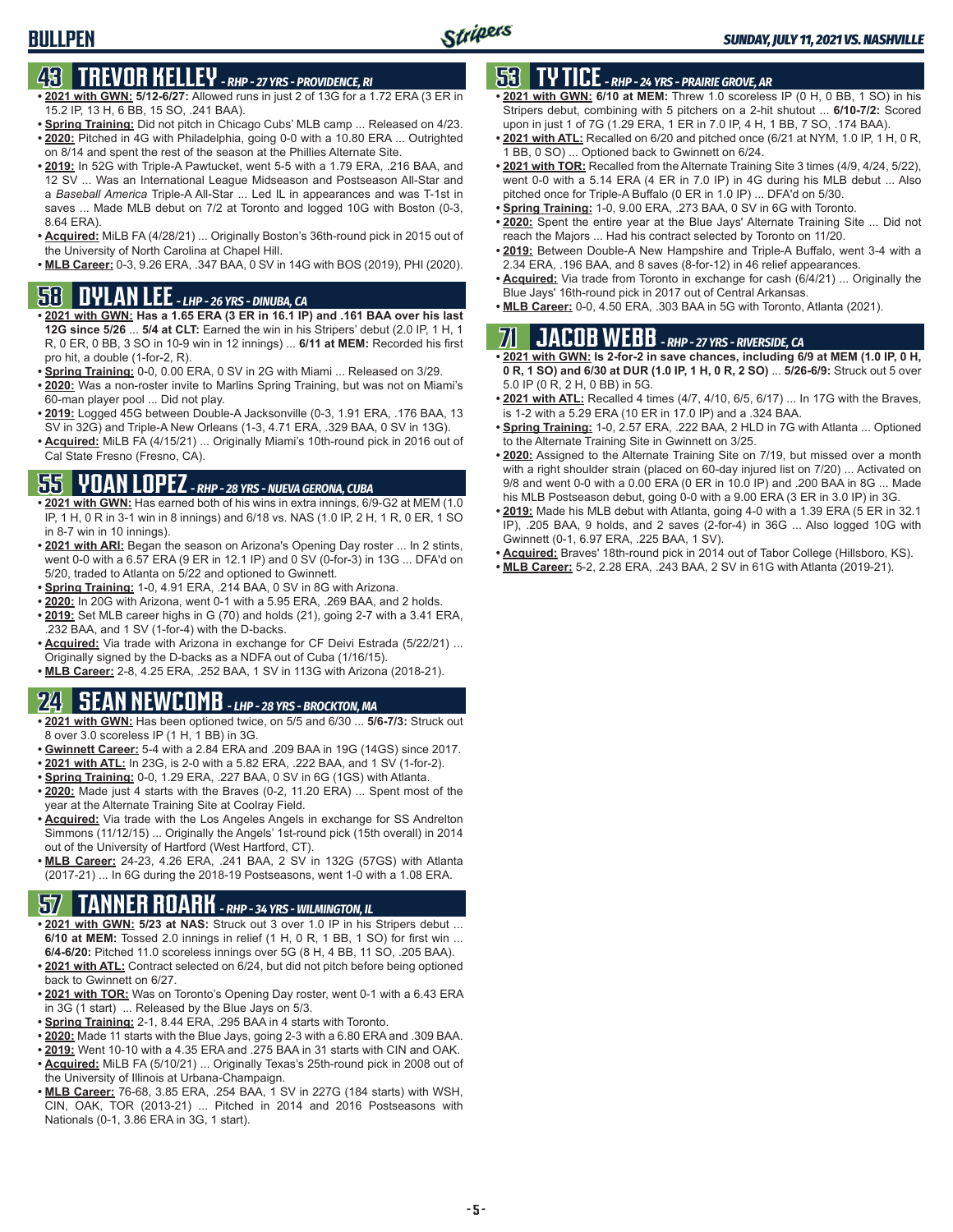# BULLPEN

## 43 TREVOR KELLEY - RHP - 27 YRS - PROVIDENCE, RI

- **2021 with GWN: 5/12-6/27:** Allowed runs in just 2 of 13G for a 1.72 ERA (3 ER in 15.2 IP, 13 H, 6 BB, 15 SO, .241 BAA).
- **Spring Training:** Did not pitch in Chicago Cubs' MLB camp ... Released on 4/23.
- **2020:** Pitched in 4G with Philadelphia, going 0-0 with a 10.80 ERA ... Outrighted on 8/14 and spent the rest of the season at the Phillies Alternate Site.
- **2019:** In 52G with Triple-A Pawtucket, went 5-5 with a 1.79 ERA, .216 BAA, and 12 SV ... Was an International League Midseason and Postseason All-Star and a *Baseball America* Triple-A All-Star ... Led IL in appearances and was T-1st in saves ... Made MLB debut on 7/2 at Toronto and logged 10G with Boston (0-3, 8.64 ERA).
- **Acquired:** MiLB FA (4/28/21) ... Originally Boston's 36th-round pick in 2015 out of the University of North Carolina at Chapel Hill.
- **MLB Career:** 0-3, 9.26 ERA, .347 BAA, 0 SV in 14G with BOS (2019), PHI (2020).

## 58 DYLAN LEE - LHP - 26 YRS - DINUBA, CA

- **2021 with GWN: Has a 1.65 ERA (3 ER in 16.1 IP) and .161 BAA over his last 12G since 5/26** ... **5/4 at CLT:** Earned the win in his Stripers' debut (2.0 IP, 1 H, 1 R, 0 ER, 0 BB, 3 SO in 10-9 win in 12 innings) ... **6/11 at MEM:** Recorded his first pro hit, a double (1-for-2, R).
- **Spring Training:** 0-0, 0.00 ERA, 0 SV in 2G with Miami ... Released on 3/29.
- **2020:** Was a non-roster invite to Marlins Spring Training, but was not on Miami's 60-man player pool ... Did not play.
- **2019:** Logged 45G between Double-A Jacksonville (0-3, 1.91 ERA, .176 BAA, 13 SV in 32G) and Triple-A New Orleans (1-3, 4.71 ERA, .329 BAA, 0 SV in 13G).
- **Acquired:** MiLB FA (4/15/21) ... Originally Miami's 10th-round pick in 2016 out of Cal State Fresno (Fresno, CA).

## 55 YOAN LOPEZ - RHP - 28 YRS - NUEVA GERONA, CUBA

- **2021 with GWN:** Has earned both of his wins in extra innings, 6/9-G2 at MEM (1.0 IP, 1 H, 0 R in 3-1 win in 8 innings) and 6/18 vs. NAS (1.0 IP, 2 H, 1 R, 0 ER, 1 SO in 8-7 win in 10 innings).
- **2021 with ARI:** Began the season on Arizona's Opening Day roster ... In 2 stints, went 0-0 with a 6.57 ERA (9 ER in 12.1 IP) and 0 SV (0-for-3) in 13G ... DFA'd on 5/20, traded to Atlanta on 5/22 and optioned to Gwinnett.
- **Spring Training:** 1-0, 4.91 ERA, .214 BAA, 0 SV in 8G with Arizona.
- **2020:** In 20G with Arizona, went 0-1 with a 5.95 ERA, .269 BAA, and 2 holds.
- **2019:** Set MLB career highs in G (70) and holds (21), going 2-7 with a 3.41 ERA, .232 BAA, and 1 SV (1-for-4) with the D-backs.
- **Acquired:** Via trade with Arizona in exchange for CF Deivi Estrada (5/22/21) ... Originally signed by the D-backs as a NDFA out of Cuba (1/16/15).
- **MLB Career:** 2-8, 4.25 ERA, .252 BAA, 1 SV in 113G with Arizona (2018-21).

## 24 SEAN NEWCOMB - LHP - 28 YRS - BROCKTON, MA

- **2021 with GWN:** Has been optioned twice, on 5/5 and 6/30 ... **5/6-7/3:** Struck out 8 over 3.0 scoreless IP (1 H, 1 BB) in 3G.
- **Gwinnett Career:** 5-4 with a 2.84 ERA and .209 BAA in 19G (14GS) since 2017.
- **2021 with ATL:** In 23G, is 2-0 with a 5.82 ERA, .222 BAA, and 1 SV (1-for-2).
- **Spring Training:** 0-0, 1.29 ERA, .227 BAA, 0 SV in 6G (1GS) with Atlanta.
- **2020:** Made just 4 starts with the Braves (0-2, 11.20 ERA) ... Spent most of the year at the Alternate Training Site at Coolray Field.
- **Acquired:** Via trade with the Los Angeles Angels in exchange for SS Andrelton Simmons (11/12/15) ... Originally the Angels' 1st-round pick (15th overall) in 2014 out of the University of Hartford (West Hartford, CT).
- **MLB Career:** 24-23, 4.26 ERA, .241 BAA, 2 SV in 132G (57GS) with Atlanta (2017-21) ... In 6G during the 2018-19 Postseasons, went 1-0 with a 1.08 ERA.

## 57 TANNER ROARK - RHP - 34 YRS - WILMINGTON, IL

- **2021 with GWN: 5/23 at NAS:** Struck out 3 over 1.0 IP in his Stripers debut ... **6/10 at MEM:** Tossed 2.0 innings in relief (1 H, 0 R, 1 BB, 1 SO) for first win ... **6/4-6/20:** Pitched 11.0 scoreless innings over 5G (8 H, 4 BB, 11 SO, .205 BAA).
- **2021 with ATL:** Contract selected on 6/24, but did not pitch before being optioned back to Gwinnett on 6/27.
- **2021 with TOR:** Was on Toronto's Opening Day roster, went 0-1 with a 6.43 ERA in 3G (1 start) ... Released by the Blue Jays on 5/3.
- **Spring Training:** 2-1, 8.44 ERA, .295 BAA in 4 starts with Toronto.
- **2020:** Made 11 starts with the Blue Jays, going 2-3 with a 6.80 ERA and .309 BAA.
- **2019:** Went 10-10 with a 4.35 ERA and .275 BAA in 31 starts with CIN and OAK.
- **Acquired:** MiLB FA (5/10/21) ... Originally Texas's 25th-round pick in 2008 out of the University of Illinois at Urbana-Champaign.
- **MLB Career:** 76-68, 3.85 ERA, .254 BAA, 1 SV in 227G (184 starts) with WSH, CIN, OAK, TOR (2013-21) ... Pitched in 2014 and 2016 Postseasons with Nationals (0-1, 3.86 ERA in 3G, 1 start).

## 53 TY TICE - RHP - 24 YRS - PRAIRIE GROVE, AR

- **2021 with GWN: 6/10 at MEM:** Threw 1.0 scoreless IP (0 H, 0 BB, 1 SO) in his Stripers debut, combining with 5 pitchers on a 2-hit shutout ... **6/10-7/2:** Scored upon in just 1 of 7G (1.29 ERA, 1 ER in 7.0 IP, 4 H, 1 BB, 7 SO, .174 BAA).
- **2021 with ATL:** Recalled on 6/20 and pitched once (6/21 at NYM, 1.0 IP, 1 H, 0 R, 1 BB, 0 SO) ... Optioned back to Gwinnett on 6/24.
- **2021 with TOR:** Recalled from the Alternate Training Site 3 times (4/9, 4/24, 5/22), went 0-0 with a 5.14 ERA (4 ER in 7.0 IP) in 4G during his MLB debut ... Also pitched once for Triple-A Buffalo (0 ER in 1.0 IP) ... DFA'd on 5/30.
- **Spring Training:** 1-0, 9.00 ERA, .273 BAA, 0 SV in 6G with Toronto.
- **2020:** Spent the entire year at the Blue Jays' Alternate Training Site ... Did not reach the Majors ... Had his contract selected by Toronto on 11/20.
- **2019:** Between Double-A New Hampshire and Triple-A Buffalo, went 3-4 with a 2.34 ERA, .196 BAA, and 8 saves (8-for-12) in 46 relief appearances.
- **Acquired:** Via trade from Toronto in exchange for cash (6/4/21) ... Originally the Blue Jays' 16th-round pick in 2017 out of Central Arkansas.
- **MLB Career:** 0-0, 4.50 ERA, .303 BAA in 5G with Toronto, Atlanta (2021).

## 71 JACOB WEBB - RHP - 27 YRS - RIVERSIDE, CA

- **2021 with GWN: Is 2-for-2 in save chances, including 6/9 at MEM (1.0 IP, 0 H, 0 R, 1 SO) and 6/30 at DUR (1.0 IP, 1 H, 0 R, 2 SO)** ... **5/26-6/9:** Struck out 5 over 5.0 IP (0 R, 2 H, 0 BB) in 5G.
- **2021 with ATL:** Recalled 4 times (4/7, 4/10, 6/5, 6/17) ... In 17G with the Braves, is 1-2 with a 5.29 ERA (10 ER in 17.0 IP) and a .324 BAA.
- **Spring Training:** 1-0, 2.57 ERA, .222 BAA, 2 HLD in 7G with Atlanta ... Optioned to the Alternate Training Site in Gwinnett on 3/25.
- **2020:** Assigned to the Alternate Training Site on 7/19, but missed over a month with a right shoulder strain (placed on 60-day injured list on 7/20) ... Activated on 9/8 and went 0-0 with a 0.00 ERA (0 ER in 10.0 IP) and .200 BAA in 8G ... Made his MLB Postseason debut, going 0-0 with a 9.00 ERA (3 ER in 3.0 IP) in 3G.
- **2019:** Made his MLB debut with Atlanta, going 4-0 with a 1.39 ERA (5 ER in 32.1 IP), .205 BAA, 9 holds, and 2 saves (2-for-4) in 36G ... Also logged 10G with Gwinnett (0-1, 6.97 ERA, .225 BAA, 1 SV).
- **Acquired:** Braves' 18th-round pick in 2014 out of Tabor College (Hillsboro, KS).
- **MLB Career:** 5-2, 2.28 ERA, .243 BAA, 2 SV in 61G with Atlanta (2019-21).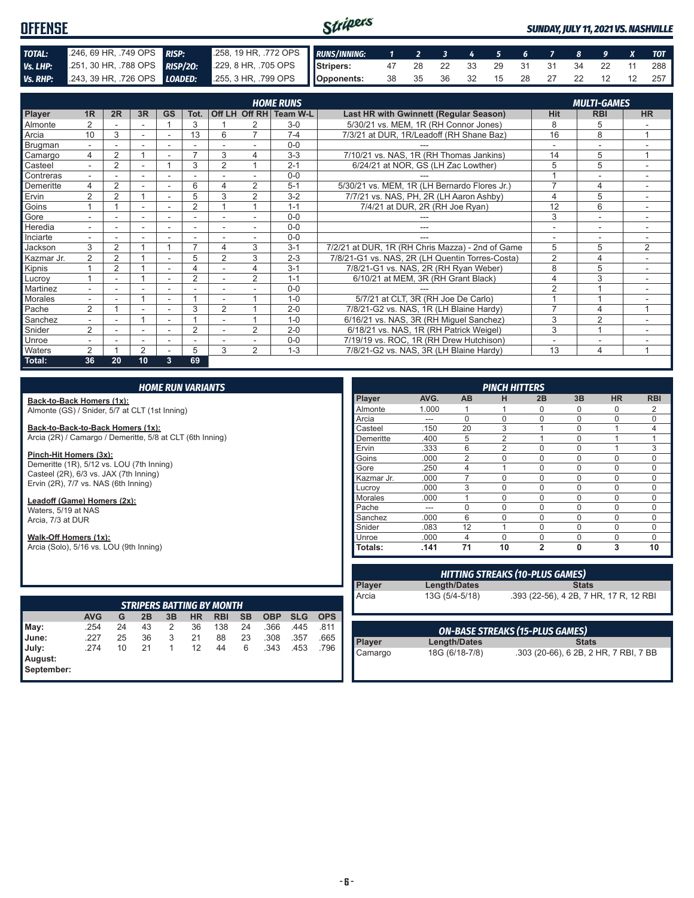# OFFENSE

*SUNDAY, JULY 11, 2021 VS. NASHVILLE*

| | | | |
|---|---|---|---|
| **TOTAL:** | .246, 69 HR, .749 OPS | **RISP:** | .258, 19 HR, .772 OPS |
| **Vs. LHP:** | .251, 30 HR, .788 OPS | **RISP/2O:** | .229, 8 HR, .705 OPS |
| **Vs. RHP:** | .243, 39 HR, .726 OPS | **LOADED:** | .255, 3 HR, .799 OPS |

| RUNS/INNING: | 1 | 2 | 3 | 4 | 5 | 6 | 7 | 8 | 9 | X | TOT |
|---|---|---|---|---|---|---|---|---|---|---|---|
| Stripers: | 47 | 28 | 22 | 33 | 29 | 31 | 31 | 34 | 22 | 11 | 288 |
| Opponents: | 38 | 35 | 36 | 32 | 15 | 28 | 27 | 22 | 12 | 12 | 257 |

| | HOME RUNS | | | | | | | | | MULTI-GAMES | | |
|---|---|---|---|---|---|---|---|---|---|---|---|---|
| Player | 1R | 2R | 3R | GS | Tot. | Off LH | Off RH | Team W-L | Last HR with Gwinnett (Regular Season) | Hit | RBI | HR |
| Almonte | 2 | - | - | 1 | 3 | 1 | 2 | 3-0 | 5/30/21 vs. MEM, 1R (RH Connor Jones) | 8 | 5 | - |
| Arcia | 10 | 3 | - | - | 13 | 6 | 7 | 7-4 | 7/3/21 at DUR, 1R/Leadoff (RH Shane Baz) | 16 | 8 | 1 |
| Brugman | - | - | - | - | - | - | - | 0-0 | --- | - | - | - |
| Camargo | 4 | 2 | 1 | - | 7 | 3 | 4 | 3-3 | 7/10/21 vs. NAS, 1R (RH Thomas Jankins) | 14 | 5 | 1 |
| Casteel | - | 2 | - | 1 | 3 | 2 | 1 | 2-1 | 6/24/21 at NOR, GS (LH Zac Lowther) | 5 | 5 | - |
| Contreras | - | - | - | - | - | - | - | 0-0 | --- | 1 | - | - |
| Demeritte | 4 | 2 | - | - | 6 | 4 | 2 | 5-1 | 5/30/21 vs. MEM, 1R (LH Bernardo Flores Jr.) | 7 | 4 | - |
| Ervin | 2 | 2 | 1 | - | 5 | 3 | 2 | 3-2 | 7/7/21 vs. NAS, PH, 2R (LH Aaron Ashby) | 4 | 5 | - |
| Goins | 1 | 1 | - | - | 2 | 1 | 1 | 1-1 | 7/4/21 at DUR, 2R (RH Joe Ryan) | 12 | 6 | - |
| Gore | - | - | - | - | - | - | - | 0-0 | --- | 3 | - | - |
| Heredia | - | - | - | - | - | - | - | 0-0 | --- | - | - | - |
| Inciarte | - | - | - | - | - | - | - | 0-0 | --- | - | - | - |
| Jackson | 3 | 2 | 1 | 1 | 7 | 4 | 3 | 3-1 | 7/2/21 at DUR, 1R (RH Chris Mazza) - 2nd of Game | 5 | 5 | 2 |
| Kazmar Jr. | 2 | 2 | 1 | - | 5 | 2 | 3 | 2-3 | 7/8/21-G1 vs. NAS, 2R (LH Quentin Torres-Costa) | 2 | 4 | - |
| Kipnis | 1 | 2 | 1 | - | 4 | - | 4 | 3-1 | 7/8/21-G1 vs. NAS, 2R (RH Ryan Weber) | 8 | 5 | - |
| Lucroy | 1 | - | 1 | - | 2 | - | 2 | 1-1 | 6/10/21 at MEM, 3R (RH Grant Black) | 4 | 3 | - |
| Martinez | - | - | - | - | - | - | - | 0-0 | --- | 2 | 1 | - |
| Morales | - | - | 1 | - | 1 | - | 1 | 1-0 | 5/7/21 at CLT, 3R (RH Joe De Carlo) | 1 | 1 | - |
| Pache | 2 | 1 | - | - | 3 | 2 | 1 | 2-0 | 7/8/21-G2 vs. NAS, 1R (LH Blaine Hardy) | 7 | 4 | 1 |
| Sanchez | - | - | 1 | - | 1 | - | 1 | 1-0 | 6/16/21 vs. NAS, 3R (RH Miguel Sanchez) | 3 | 2 | - |
| Snider | 2 | - | - | - | 2 | - | 2 | 2-0 | 6/18/21 vs. NAS, 1R (RH Patrick Weigel) | 3 | 1 | - |
| Unroe | - | - | - | - | - | - | - | 0-0 | 7/19/19 vs. ROC, 1R (RH Drew Hutchison) | - | - | - |
| Waters | 2 | 1 | 2 | - | 5 | 3 | 2 | 1-3 | 7/8/21-G2 vs. NAS, 3R (LH Blaine Hardy) | 13 | 4 | 1 |
| **Total:** | **36** | **20** | **10** | **3** | **69** | | | | | | | |

## HOME RUN VARIANTS

**Back-to-Back Homers (1x):**
Almonte (GS) / Snider, 5/7 at CLT (1st Inning)

**Back-to-Back-to-Back Homers (1x):**
Arcia (2R) / Camargo / Demeritte, 5/8 at CLT (6th Inning)

**Pinch-Hit Homers (3x):**
Demeritte (1R), 5/12 vs. LOU (7th Inning)
Casteel (2R), 6/3 vs. JAX (7th Inning)
Ervin (2R), 7/7 vs. NAS (6th Inning)

**Leadoff (Game) Homers (2x):**
Waters, 5/19 at NAS
Arcia, 7/3 at DUR

**Walk-Off Homers (1x):**
Arcia (Solo), 5/16 vs. LOU (9th Inning)

## PINCH HITTERS

| Player | AVG. | AB | H | 2B | 3B | HR | RBI |
|---|---|---|---|---|---|---|---|
| Almonte | 1.000 | 1 | 1 | 0 | 0 | 0 | 2 |
| Arcia | --- | 0 | 0 | 0 | 0 | 0 | 0 |
| Casteel | .150 | 20 | 3 | 1 | 0 | 1 | 4 |
| Demeritte | .400 | 5 | 2 | 1 | 0 | 1 | 1 |
| Ervin | .333 | 6 | 2 | 0 | 0 | 1 | 3 |
| Goins | .000 | 2 | 0 | 0 | 0 | 0 | 0 |
| Gore | .250 | 4 | 1 | 0 | 0 | 0 | 0 |
| Kazmar Jr. | .000 | 7 | 0 | 0 | 0 | 0 | 0 |
| Lucroy | .000 | 3 | 0 | 0 | 0 | 0 | 0 |
| Morales | .000 | 1 | 0 | 0 | 0 | 0 | 0 |
| Pache | --- | 0 | 0 | 0 | 0 | 0 | 0 |
| Sanchez | .000 | 6 | 0 | 0 | 0 | 0 | 0 |
| Snider | .083 | 12 | 1 | 0 | 0 | 0 | 0 |
| Unroe | .000 | 4 | 0 | 0 | 0 | 0 | 0 |
| **Totals:** | **.141** | **71** | **10** | **2** | **0** | **3** | **10** |

## HITTING STREAKS (10-PLUS GAMES)

| Player | Length/Dates | Stats |
|---|---|---|
| Arcia | 13G (5/4-5/18) | .393 (22-56), 4 2B, 7 HR, 17 R, 12 RBI |

## STRIPERS BATTING BY MONTH

| | AVG | G | 2B | 3B | HR | RBI | SB | OBP | SLG | OPS |
|---|---|---|---|---|---|---|---|---|---|---|
| May: | .254 | 24 | 43 | 2 | 36 | 138 | 24 | .366 | .445 | .811 |
| June: | .227 | 25 | 36 | 3 | 21 | 88 | 23 | .308 | .357 | .665 |
| July: | .274 | 10 | 21 | 1 | 12 | 44 | 6 | .343 | .453 | .796 |
| August: | | | | | | | | | | |
| September: | | | | | | | | | | |

## ON-BASE STREAKS (15-PLUS GAMES)

| Player | Length/Dates | Stats |
|---|---|---|
| Camargo | 18G (6/18-7/8) | .303 (20-66), 6 2B, 2 HR, 7 RBI, 7 BB |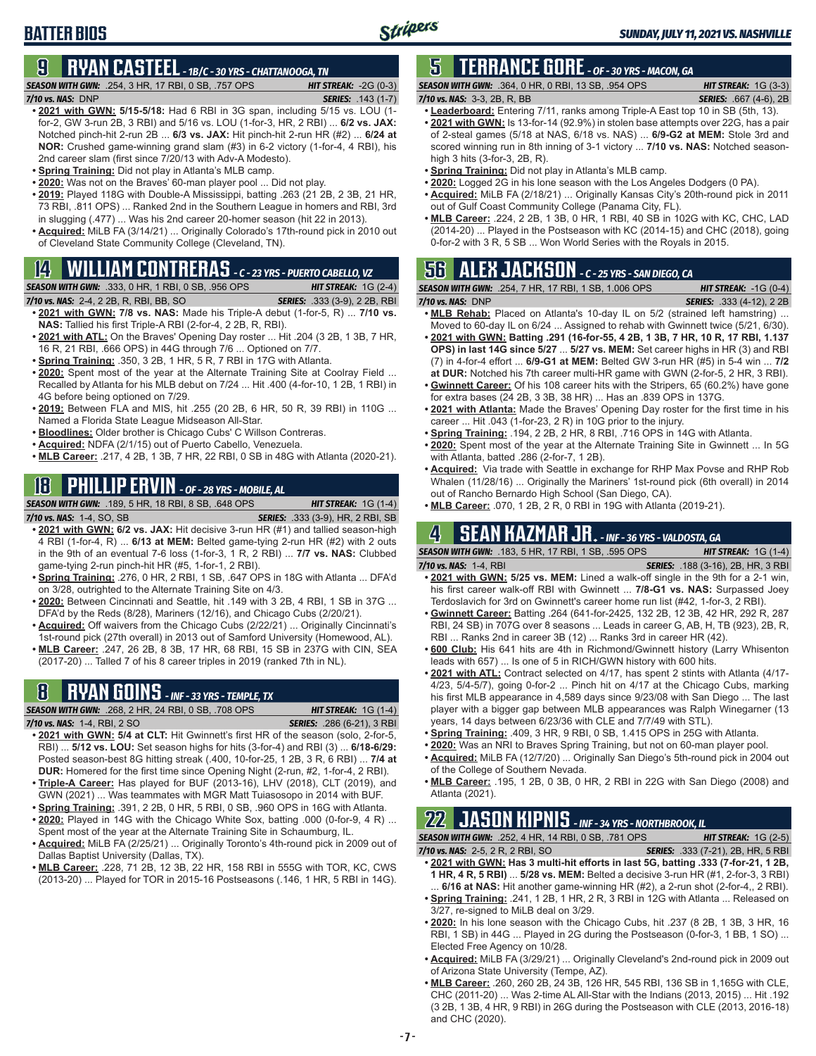# BATTER BIOS

## 9 RYAN CASTEEL - 1B/C - 30 YRS - CHATTANOOGA, TN

**SEASON WITH GWN:** .254, 3 HR, 17 RBI, 0 SB, .757 OPS **HIT STREAK:** -2G (0-3)
**7/10 vs. NAS:** DNP **SERIES:** .143 (1-7)

- **2021 with GWN: 5/15-5/18:** Had 6 RBI in 3G span, including 5/15 vs. LOU (1-for-2, GW 3-run 2B, 3 RBI) and 5/16 vs. LOU (1-for-3, HR, 2 RBI) ... **6/2 vs. JAX:** Notched pinch-hit 2-run 2B ... **6/3 vs. JAX:** Hit pinch-hit 2-run HR (#2) ... **6/24 at NOR:** Crushed game-winning grand slam (#3) in 6-2 victory (1-for-4, 4 RBI), his 2nd career slam (first since 7/20/13 with Adv-A Modesto).
- **Spring Training:** Did not play in Atlanta's MLB camp.
- **2020:** Was not on the Braves' 60-man player pool ... Did not play.
- **2019:** Played 118G with Double-A Mississippi, batting .263 (21 2B, 2 3B, 21 HR, 73 RBI, .811 OPS) ... Ranked 2nd in the Southern League in homers and RBI, 3rd in slugging (.477) ... Was his 2nd career 20-homer season (hit 22 in 2013).
- **Acquired:** MiLB FA (3/14/21) ... Originally Colorado's 17th-round pick in 2010 out of Cleveland State Community College (Cleveland, TN).

## 14 WILLIAM CONTRERAS - C - 23 YRS - PUERTO CABELLO, VZ

**SEASON WITH GWN:** .333, 0 HR, 1 RBI, 0 SB, .956 OPS **HIT STREAK:** 1G (2-4)
**7/10 vs. NAS:** 2-4, 2 2B, R, RBI, BB, SO **SERIES:** .333 (3-9), 2 2B, RBI

- **2021 with GWN: 7/8 vs. NAS:** Made his Triple-A debut (1-for-5, R) ... **7/10 vs. NAS:** Tallied his first Triple-A RBI (2-for-4, 2 2B, R, RBI).
- **2021 with ATL:** On the Braves' Opening Day roster ... Hit .204 (3 2B, 1 3B, 7 HR, 16 R, 21 RBI, .666 OPS) in 44G through 7/6 ... Optioned on 7/7.
- **Spring Training:** .350, 3 2B, 1 HR, 5 R, 7 RBI in 17G with Atlanta.
- **2020:** Spent most of the year at the Alternate Training Site at Coolray Field ... Recalled by Atlanta for his MLB debut on 7/24 ... Hit .400 (4-for-10, 1 2B, 1 RBI) in 4G before being optioned on 7/29.
- **2019:** Between FLA and MIS, hit .255 (20 2B, 6 HR, 50 R, 39 RBI) in 110G ... Named a Florida State League Midseason All-Star.
- **Bloodlines:** Older brother is Chicago Cubs' C Willson Contreras.
- **Acquired:** NDFA (2/1/15) out of Puerto Cabello, Venezuela.
- **MLB Career:** .217, 4 2B, 1 3B, 7 HR, 22 RBI, 0 SB in 48G with Atlanta (2020-21).

## 18 PHILLIP ERVIN - OF - 28 YRS - MOBILE, AL

**SEASON WITH GWN:** .189, 5 HR, 18 RBI, 8 SB, .648 OPS **HIT STREAK:** 1G (1-4)
**7/10 vs. NAS:** 1-4, SO, SB **SERIES:** .333 (3-9), HR, 2 RBI, SB

- **2021 with GWN: 6/2 vs. JAX:** Hit decisive 3-run HR (#1) and tallied season-high 4 RBI (1-for-4, R) ... **6/13 at MEM:** Belted game-tying 2-run HR (#2) with 2 outs in the 9th for an eventual 7-6 loss (1-for-3, 1 R, 2 RBI) ... **7/7 vs. NAS:** Clubbed game-tying 2-run pinch-hit HR (#5, 1-for-1, 2 RBI).
- **Spring Training:** .276, 0 HR, 2 RBI, 1 SB, .647 OPS in 18G with Atlanta ... DFA'd on 3/28, outrighted to the Alternate Training Site on 4/3.
- **2020:** Between Cincinnati and Seattle, hit .149 with 3 2B, 4 RBI, 1 SB in 37G ... DFA'd by the Reds (8/28), Mariners (12/16), and Chicago Cubs (2/20/21).
- **Acquired:** Off waivers from the Chicago Cubs (2/22/21) ... Originally Cincinnati's 1st-round pick (27th overall) in 2013 out of Samford University (Homewood, AL).
- **MLB Career:** .247, 26 2B, 8 3B, 17 HR, 68 RBI, 15 SB in 237G with CIN, SEA (2017-20) ... Talled 7 of his 8 career triples in 2019 (ranked 7th in NL).

## 8 RYAN GOINS - INF - 33 YRS - TEMPLE, TX

**SEASON WITH GWN:** .268, 2 HR, 24 RBI, 0 SB, .708 OPS **HIT STREAK:** 1G (1-4)
**7/10 vs. NAS:** 1-4, RBI, 2 SO **SERIES:** .286 (6-21), 3 RBI

- **2021 with GWN: 5/4 at CLT:** Hit Gwinnett's first HR of the season (solo, 2-for-5, RBI) ... **5/12 vs. LOU:** Set season highs for hits (3-for-4) and RBI (3) ... **6/18-6/29:** Posted season-best 8G hitting streak (.400, 10-for-25, 1 2B, 3 R, 6 RBI) ... **7/4 at DUR:** Homered for the first time since Opening Night (2-run, #2, 1-for-4, 2 RBI).
- **Triple-A Career:** Has played for BUF (2013-16), LHV (2018), CLT (2019), and GWN (2021) ... Was teammates with MGR Matt Tuiasosopo in 2014 with BUF.
- **Spring Training:** .391, 2 2B, 0 HR, 5 RBI, 0 SB, .960 OPS in 16G with Atlanta.
- **2020:** Played in 14G with the Chicago White Sox, batting .000 (0-for-9, 4 R) ... Spent most of the year at the Alternate Training Site in Schaumburg, IL.
- **Acquired:** MiLB FA (2/25/21) ... Originally Toronto's 4th-round pick in 2009 out of Dallas Baptist University (Dallas, TX).
- **MLB Career:** .228, 71 2B, 12 3B, 22 HR, 158 RBI in 555G with TOR, KC, CWS (2013-20) ... Played for TOR in 2015-16 Postseasons (.146, 1 HR, 5 RBI in 14G).

## 5 TERRANCE GORE - OF - 30 YRS - MACON, GA

**SEASON WITH GWN:** .364, 0 HR, 0 RBI, 13 SB, .954 OPS **HIT STREAK:** 1G (3-3)
**7/10 vs. NAS:** 3-3, 2B, R, BB **SERIES:** .667 (4-6), 2B

- **Leaderboard:** Entering 7/11, ranks among Triple-A East top 10 in SB (5th, 13).
- **2021 with GWN:** Is 13-for-14 (92.9%) in stolen base attempts over 22G, has a pair of 2-steal games (5/18 at NAS, 6/18 vs. NAS) ... **6/9-G2 at MEM:** Stole 3rd and scored winning run in 8th inning of 3-1 victory ... **7/10 vs. NAS:** Notched season-high 3 hits (3-for-3, 2B, R).
- **Spring Training:** Did not play in Atlanta's MLB camp.
- **2020:** Logged 2G in his lone season with the Los Angeles Dodgers (0 PA).
- **Acquired:** MiLB FA (2/18/21) ... Originally Kansas City's 20th-round pick in 2011 out of Gulf Coast Community College (Panama City, FL).
- **MLB Career:** .224, 2 2B, 1 3B, 0 HR, 1 RBI, 40 SB in 102G with KC, CHC, LAD (2014-20) ... Played in the Postseason with KC (2014-15) and CHC (2018), going 0-for-2 with 3 R, 5 SB ... Won World Series with the Royals in 2015.

## 56 ALEX JACKSON - C - 25 YRS - SAN DIEGO, CA

**SEASON WITH GWN:** .254, 7 HR, 17 RBI, 1 SB, 1.006 OPS **HIT STREAK:** -1G (0-4)
**7/10 vs. NAS:** DNP **SERIES:** .333 (4-12), 2 2B

- **MLB Rehab:** Placed on Atlanta's 10-day IL on 5/2 (strained left hamstring) ... Moved to 60-day IL on 6/24 ... Assigned to rehab with Gwinnett twice (5/21, 6/30).
- **2021 with GWN: Batting .291 (16-for-55, 4 2B, 1 3B, 7 HR, 10 R, 17 RBI, 1.137 OPS) in last 14G since 5/27** ... **5/27 vs. MEM:** Set career highs in HR (3) and RBI (7) in 4-for-4 effort ... **6/9-G1 at MEM:** Belted GW 3-run HR (#5) in 5-4 win ... **7/2 at DUR:** Notched his 7th career multi-HR game with GWN (2-for-5, 2 HR, 3 RBI).
- **Gwinnett Career:** Of his 108 career hits with the Stripers, 65 (60.2%) have gone for extra bases (24 2B, 3 3B, 38 HR) ... Has an .839 OPS in 137G.
- **2021 with Atlanta:** Made the Braves' Opening Day roster for the first time in his career ... Hit .043 (1-for-23, 2 R) in 10G prior to the injury.
- **Spring Training:** .194, 2 2B, 2 HR, 8 RBI, .716 OPS in 14G with Atlanta.
- **2020:** Spent most of the year at the Alternate Training Site in Gwinnett ... In 5G with Atlanta, batted .286 (2-for-7, 1 2B).
- **Acquired:** Via trade with Seattle in exchange for RHP Max Povse and RHP Rob Whalen (11/28/16) ... Originally the Mariners' 1st-round pick (6th overall) in 2014 out of Rancho Bernardo High School (San Diego, CA).
- **MLB Career:** .070, 1 2B, 2 R, 0 RBI in 19G with Atlanta (2019-21).

## 4 SEAN KAZMAR JR. - INF - 36 YRS - VALDOSTA, GA

**SEASON WITH GWN:** .183, 5 HR, 17 RBI, 1 SB, .595 OPS **HIT STREAK:** 1G (1-4)
**7/10 vs. NAS:** 1-4, RBI **SERIES:** .188 (3-16), 2B, HR, 3 RBI

- **2021 with GWN: 5/25 vs. MEM:** Lined a walk-off single in the 9th for a 2-1 win, his first career walk-off RBI with Gwinnett ... **7/8-G1 vs. NAS:** Surpassed Joey Terdoslavich for 3rd on Gwinnett's career home run list (#42, 1-for-3, 2 RBI).
- **Gwinnett Career:** Batting .264 (641-for-2425, 132 2B, 12 3B, 42 HR, 292 R, 287 RBI, 24 SB) in 707G over 8 seasons ... Leads in career G, AB, H, TB (923), 2B, R, RBI ... Ranks 2nd in career 3B (12) ... Ranks 3rd in career HR (42).
- **600 Club:** His 641 hits are 4th in Richmond/Gwinnett history (Larry Whisenton leads with 657) ... Is one of 5 in RICH/GWN history with 600 hits.
- **2021 with ATL:** Contract selected on 4/17, has spent 2 stints with Atlanta (4/17-4/23, 5/4-5/7), going 0-for-2 ... Pinch hit on 4/17 at the Chicago Cubs, marking his first MLB appearance in 4,589 days since 9/23/08 with San Diego ... The last player with a bigger gap between MLB appearances was Ralph Winegarner (13 years, 14 days between 6/23/36 with CLE and 7/7/49 with STL).
- **Spring Training:** .409, 3 HR, 9 RBI, 0 SB, 1.415 OPS in 25G with Atlanta.
- **2020:** Was an NRI to Braves Spring Training, but not on 60-man player pool.
- **Acquired:** MiLB FA (12/7/20) ... Originally San Diego's 5th-round pick in 2004 out of the College of Southern Nevada.
- **MLB Career:** .195, 1 2B, 0 3B, 0 HR, 2 RBI in 22G with San Diego (2008) and Atlanta (2021).

## 22 JASON KIPNIS - INF - 34 YRS - NORTHBROOK, IL

**SEASON WITH GWN:** .252, 4 HR, 14 RBI, 0 SB, .781 OPS **HIT STREAK:** 1G (2-5)
**7/10 vs. NAS:** 2-5, 2 R, 2 RBI, SO **SERIES:** .333 (7-21), 2B, HR, 5 RBI

- **2021 with GWN: Has 3 multi-hit efforts in last 5G, batting .333 (7-for-21, 1 2B, 1 HR, 4 R, 5 RBI)** ... **5/28 vs. MEM:** Belted a decisive 3-run HR (#1, 2-for-3, 3 RBI) ... **6/16 at NAS:** Hit another game-winning HR (#2), a 2-run shot (2-for-4,, 2 RBI).
- **Spring Training:** .241, 1 2B, 1 HR, 2 R, 3 RBI in 12G with Atlanta ... Released on 3/27, re-signed to MiLB deal on 3/29.
- **2020:** In his lone season with the Chicago Cubs, hit .237 (8 2B, 1 3B, 3 HR, 16 RBI, 1 SB) in 44G ... Played in 2G during the Postseason (0-for-3, 1 BB, 1 SO) ... Elected Free Agency on 10/28.
- **Acquired:** MiLB FA (3/29/21) ... Originally Cleveland's 2nd-round pick in 2009 out of Arizona State University (Tempe, AZ).
- **MLB Career:** .260, 260 2B, 24 3B, 126 HR, 545 RBI, 136 SB in 1,165G with CLE, CHC (2011-20) ... Was 2-time AL All-Star with the Indians (2013, 2015) ... Hit .192 (3 2B, 1 3B, 4 HR, 9 RBI) in 26G during the Postseason with CLE (2013, 2016-18) and CHC (2020).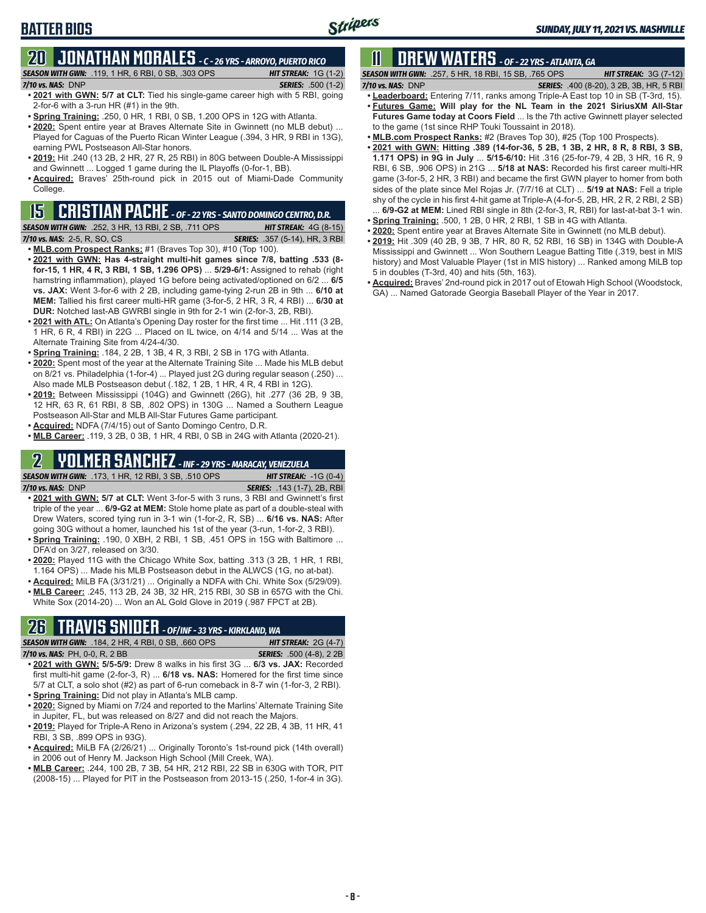# BATTER BIOS

**SUNDAY, JULY 11, 2021 VS. NASHVILLE**

## 20 JONATHAN MORALES - C - 26 YRS - ARROYO, PUERTO RICO

**SEASON WITH GWN:** .119, 1 HR, 6 RBI, 0 SB, .303 OPS **HIT STREAK:** 1G (1-2)
**7/10 vs. NAS:** DNP **SERIES:** .500 (1-2)

- **2021 with GWN: 5/7 at CLT:** Tied his single-game career high with 5 RBI, going 2-for-6 with a 3-run HR (#1) in the 9th.
- **Spring Training:** .250, 0 HR, 1 RBI, 0 SB, 1.200 OPS in 12G with Atlanta.
- **2020:** Spent entire year at Braves Alternate Site in Gwinnett (no MLB debut) ... Played for Caguas of the Puerto Rican Winter League (.394, 3 HR, 9 RBI in 13G), earning PWL Postseason All-Star honors.
- **2019:** Hit .240 (13 2B, 2 HR, 27 R, 25 RBI) in 80G between Double-A Mississippi and Gwinnett ... Logged 1 game during the IL Playoffs (0-for-1, BB).
- **Acquired:** Braves' 25th-round pick in 2015 out of Miami-Dade Community College.

## 15 CRISTIAN PACHE - OF - 22 YRS - SANTO DOMINGO CENTRO, D.R.

**SEASON WITH GWN:** .252, 3 HR, 13 RBI, 2 SB, .711 OPS **HIT STREAK:** 4G (8-15)
**7/10 vs. NAS:** 2-5, R, SO, CS **SERIES:** .357 (5-14), HR, 3 RBI

- **MLB.com Prospect Ranks:** #1 (Braves Top 30), #10 (Top 100).
- **2021 with GWN: Has 4-straight multi-hit games since 7/8, batting .533 (8-for-15, 1 HR, 4 R, 3 RBI, 1 SB, 1.296 OPS)** ... **5/29-6/1:** Assigned to rehab (right hamstring inflammation), played 1G before being activated/optioned on 6/2 ... **6/5 vs. JAX:** Went 3-for-6 with 2 2B, including game-tying 2-run 2B in 9th ... **6/10 at MEM:** Tallied his first career multi-HR game (3-for-5, 2 HR, 3 R, 4 RBI) ... **6/30 at DUR:** Notched last-AB GWRBI single in 9th for 2-1 win (2-for-3, 2B, RBI).
- **2021 with ATL:** On Atlanta's Opening Day roster for the first time ... Hit .111 (3 2B, 1 HR, 6 R, 4 RBI) in 22G ... Placed on IL twice, on 4/14 and 5/14 ... Was at the Alternate Training Site from 4/24-4/30.
- **Spring Training:** .184, 2 2B, 1 3B, 4 R, 3 RBI, 2 SB in 17G with Atlanta.
- **2020:** Spent most of the year at the Alternate Training Site ... Made his MLB debut on 8/21 vs. Philadelphia (1-for-4) ... Played just 2G during regular season (.250) ... Also made MLB Postseason debut (.182, 1 2B, 1 HR, 4 R, 4 RBI in 12G).
- **2019:** Between Mississippi (104G) and Gwinnett (26G), hit .277 (36 2B, 9 3B, 12 HR, 63 R, 61 RBI, 8 SB, .802 OPS) in 130G ... Named a Southern League Postseason All-Star and MLB All-Star Futures Game participant.
- **Acquired:** NDFA (7/4/15) out of Santo Domingo Centro, D.R.
- **MLB Career:** .119, 3 2B, 0 3B, 1 HR, 4 RBI, 0 SB in 24G with Atlanta (2020-21).

## 2 YOLMER SANCHEZ - INF - 29 YRS - MARACAY, VENEZUELA

**SEASON WITH GWN:** .173, 1 HR, 12 RBI, 3 SB, .510 OPS **HIT STREAK:** -1G (0-4)
**7/10 vs. NAS:** DNP **SERIES:** .143 (1-7), 2B, RBI

- **2021 with GWN: 5/7 at CLT:** Went 3-for-5 with 3 runs, 3 RBI and Gwinnett's first triple of the year ... **6/9-G2 at MEM:** Stole home plate as part of a double-steal with Drew Waters, scored tying run in 3-1 win (1-for-2, R, SB) ... **6/16 vs. NAS:** After going 30G without a homer, launched his 1st of the year (3-run, 1-for-2, 3 RBI).
- **Spring Training:** .190, 0 XBH, 2 RBI, 1 SB, .451 OPS in 15G with Baltimore ... DFA'd on 3/27, released on 3/30.
- **2020:** Played 11G with the Chicago White Sox, batting .313 (3 2B, 1 HR, 1 RBI, 1.164 OPS) ... Made his MLB Postseason debut in the ALWCS (1G, no at-bat).
- **Acquired:** MiLB FA (3/31/21) ... Originally a NDFA with Chi. White Sox (5/29/09).
- **MLB Career:** .245, 113 2B, 24 3B, 32 HR, 215 RBI, 30 SB in 657G with the Chi. White Sox (2014-20) ... Won an AL Gold Glove in 2019 (.987 FPCT at 2B).

## 26 TRAVIS SNIDER - OF/INF - 33 YRS - KIRKLAND, WA

**SEASON WITH GWN:** .184, 2 HR, 4 RBI, 0 SB, .660 OPS **HIT STREAK:** 2G (4-7)
**7/10 vs. NAS:** PH, 0-0, R, 2 BB **SERIES:** .500 (4-8), 2 2B

- **2021 with GWN: 5/5-5/9:** Drew 8 walks in his first 3G ... **6/3 vs. JAX:** Recorded first multi-hit game (2-for-3, R) ... **6/18 vs. NAS:** Homered for the first time since 5/7 at CLT, a solo shot (#2) as part of 6-run comeback in 8-7 win (1-for-3, 2 RBI).
- **Spring Training:** Did not play in Atlanta's MLB camp.
- **2020:** Signed by Miami on 7/24 and reported to the Marlins' Alternate Training Site in Jupiter, FL, but was released on 8/27 and did not reach the Majors.
- **2019:** Played for Triple-A Reno in Arizona's system (.294, 22 2B, 4 3B, 11 HR, 41 RBI, 3 SB, .899 OPS in 93G).
- **Acquired:** MiLB FA (2/26/21) ... Originally Toronto's 1st-round pick (14th overall) in 2006 out of Henry M. Jackson High School (Mill Creek, WA).
- **MLB Career:** .244, 100 2B, 7 3B, 54 HR, 212 RBI, 22 SB in 630G with TOR, PIT (2008-15) ... Played for PIT in the Postseason from 2013-15 (.250, 1-for-4 in 3G).

## 11 DREW WATERS - OF - 22 YRS - ATLANTA, GA

**SEASON WITH GWN:** .257, 5 HR, 18 RBI, 15 SB, .765 OPS **HIT STREAK:** 3G (7-12)
**7/10 vs. NAS:** DNP **SERIES:** .400 (8-20), 3 2B, 3B, HR, 5 RBI

- **Leaderboard:** Entering 7/11, ranks among Triple-A East top 10 in SB (T-3rd, 15).
- **Futures Game: Will play for the NL Team in the 2021 SiriusXM All-Star Futures Game today at Coors Field** ... Is the 7th active Gwinnett player selected to the game (1st since RHP Touki Toussaint in 2018).
- **MLB.com Prospect Ranks:** #2 (Braves Top 30), #25 (Top 100 Prospects).
- **2021 with GWN: Hitting .389 (14-for-36, 5 2B, 1 3B, 2 HR, 8 R, 8 RBI, 3 SB, 1.171 OPS) in 9G in July** ... **5/15-6/10:** Hit .316 (25-for-79, 4 2B, 3 HR, 16 R, 9 RBI, 6 SB, .906 OPS) in 21G ... **5/18 at NAS:** Recorded his first career multi-HR game (3-for-5, 2 HR, 3 RBI) and became the first GWN player to homer from both sides of the plate since Mel Rojas Jr. (7/7/16 at CLT) ... **5/19 at NAS:** Fell a triple shy of the cycle in his first 4-hit game at Triple-A (4-for-5, 2B, HR, 2 R, 2 RBI, 2 SB) ... **6/9-G2 at MEM:** Lined RBI single in 8th (2-for-3, R, RBI) for last-at-bat 3-1 win.
- **Spring Training:** .500, 1 2B, 0 HR, 2 RBI, 1 SB in 4G with Atlanta.
- **2020:** Spent entire year at Braves Alternate Site in Gwinnett (no MLB debut).
- **2019:** Hit .309 (40 2B, 9 3B, 7 HR, 80 R, 52 RBI, 16 SB) in 134G with Double-A Mississippi and Gwinnett ... Won Southern League Batting Title (.319, best in MIS history) and Most Valuable Player (1st in MIS history) ... Ranked among MiLB top 5 in doubles (T-3rd, 40) and hits (5th, 163).
- **Acquired:** Braves' 2nd-round pick in 2017 out of Etowah High School (Woodstock, GA) ... Named Gatorade Georgia Baseball Player of the Year in 2017.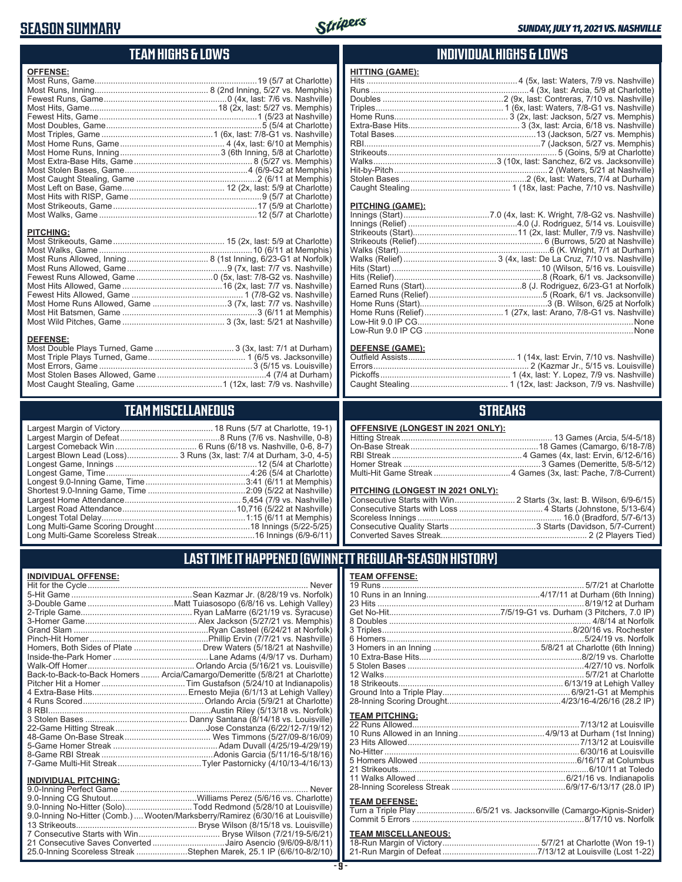# SEASON SUMMARY

*SUNDAY, JULY 11, 2021 VS. NASHVILLE*

## TEAM HIGHS & LOWS

**OFFENSE:**

| | |
|---|---|
| Most Runs, Game | 19 (5/7 at Charlotte) |
| Most Runs, Inning | 8 (2nd Inning, 5/27 vs. Memphis) |
| Fewest Runs, Game | 0 (4x, last: 7/6 vs. Nashville) |
| Most Hits, Game | 18 (2x, last: 5/27 vs. Memphis) |
| Fewest Hits, Game | 1 (5/23 at Nashville) |
| Most Doubles, Game | 5 (5/4 at Charlotte) |
| Most Triples, Game | 1 (6x, last: 7/8-G1 vs. Nashville) |
| Most Home Runs, Game | 4 (4x, last: 6/10 at Memphis) |
| Most Home Runs, Inning | 3 (6th Inning, 5/8 at Charlotte) |
| Most Extra-Base Hits, Game | 8 (5/27 vs. Memphis) |
| Most Stolen Bases, Game | 4 (6/9-G2 at Memphis) |
| Most Caught Stealing, Game | 2 (6/11 at Memphis) |
| Most Left on Base, Game | 12 (2x, last: 5/9 at Charlotte) |
| Most Hits with RISP, Game | 9 (5/7 at Charlotte) |
| Most Strikeouts, Game | 17 (5/9 at Charlotte) |
| Most Walks, Game | 12 (5/7 at Charlotte) |

**PITCHING:**

| | |
|---|---|
| Most Strikeouts, Game | 15 (2x, last: 5/9 at Charlotte) |
| Most Walks, Game | 10 (6/11 at Memphis) |
| Most Runs Allowed, Inning | 8 (1st Inning, 6/23-G1 at Norfolk) |
| Most Runs Allowed, Game | 9 (7x, last: 7/7 vs. Nashville) |
| Fewest Runs Allowed, Game | 0 (5x, last: 7/8-G2 vs. Nashville) |
| Most Hits Allowed, Game | 16 (2x, last: 7/7 vs. Nashville) |
| Fewest Hits Allowed, Game | 1 (7/8-G2 vs. Nashville) |
| Most Home Runs Allowed, Game | 3 (7x, last: 7/7 vs. Nashville) |
| Most Hit Batsmen, Game | 3 (6/11 at Memphis) |
| Most Wild Pitches, Game | 3 (3x, last: 5/21 at Nashville) |

**DEFENSE:**

| | |
|---|---|
| Most Double Plays Turned, Game | 3 (3x, last: 7/1 at Durham) |
| Most Triple Plays Turned, Game | 1 (6/5 vs. Jacksonville) |
| Most Errors, Game | 3 (5/15 vs. Louisville) |
| Most Stolen Bases Allowed, Game | 4 (7/4 at Durham) |
| Most Caught Stealing, Game | 1 (12x, last: 7/9 vs. Nashville) |

## INDIVIDUAL HIGHS & LOWS

**HITTING (GAME):**

| | |
|---|---|
| Hits | 4 (5x, last: Waters, 7/9 vs. Nashville) |
| Runs | 4 (3x, last: Arcia, 5/9 at Charlotte) |
| Doubles | 2 (9x, last: Contreras, 7/10 vs. Nashville) |
| Triples | 1 (6x, last: Waters, 7/8-G1 vs. Nashville) |
| Home Runs | 3 (2x, last: Jackson, 5/27 vs. Memphis) |
| Extra-Base Hits | 3 (3x, last: Arcia, 6/18 vs. Nashville) |
| Total Bases | 13 (Jackson, 5/27 vs. Memphis) |
| RBI | 7 (Jackson, 5/27 vs. Memphis) |
| Strikeouts | 5 (Goins, 5/9 at Charlotte) |
| Walks | 3 (10x, last: Sanchez, 6/2 vs. Jacksonville) |
| Hit-by-Pitch | 2 (Waters, 5/21 at Nashville) |
| Stolen Bases | 2 (6x, last: Waters, 7/4 at Durham) |
| Caught Stealing | 1 (18x, last: Pache, 7/10 vs. Nashville) |

**PITCHING (GAME):**

| | |
|---|---|
| Innings (Start) | 7.0 (4x, last: K. Wright, 7/8-G2 vs. Nashville) |
| Innings (Relief) | 4.0 (J. Rodriguez, 5/14 vs. Louisville) |
| Strikeouts (Start) | 11 (2x, last: Muller, 7/9 vs. Nashville) |
| Strikeouts (Relief) | 6 (Burrows, 5/20 at Nashville) |
| Walks (Start) | 6 (K. Wright, 7/1 at Durham) |
| Walks (Relief) | 3 (4x, last: De La Cruz, 7/10 vs. Nashville) |
| Hits (Start) | 10 (Wilson, 5/16 vs. Louisville) |
| Hits (Relief) | 8 (Roark, 6/1 vs. Jacksonville) |
| Earned Runs (Start) | 8 (J. Rodriguez, 6/23-G1 at Norfolk) |
| Earned Runs (Relief) | 5 (Roark, 6/1 vs. Jacksonville) |
| Home Runs (Start) | 3 (B. Wilson, 6/25 at Norfolk) |
| Home Runs (Relief) | 1 (27x, last: Arano, 7/8-G1 vs. Nashville) |
| Low-Hit 9.0 IP CG | None |
| Low-Run 9.0 IP CG | None |

**DEFENSE (GAME):**

| | |
|---|---|
| Outfield Assists | 1 (14x, last: Ervin, 7/10 vs. Nashville) |
| Errors | 2 (Kazmar Jr., 5/15 vs. Louisville) |
| Pickoffs | 1 (4x, last: Y. Lopez, 7/9 vs. Nashville) |
| Caught Stealing | 1 (12x, last: Jackson, 7/9 vs. Nashville) |

## TEAM MISCELLANEOUS

| | |
|---|---|
| Largest Margin of Victory | 18 Runs (5/7 at Charlotte, 19-1) |
| Largest Margin of Defeat | 8 Runs (7/6 vs. Nashville, 0-8) |
| Largest Comeback Win | 6 Runs (6/18 vs. Nashville, 0-6, 8-7) |
| Largest Blown Lead (Loss) | 3 Runs (3x, last: 7/4 at Durham, 3-0, 4-5) |
| Longest Game, Innings | 12 (5/4 at Charlotte) |
| Longest Game, Time | 4:26 (5/4 at Charlotte) |
| Longest 9.0-Inning Game, Time | 3:41 (6/11 at Memphis) |
| Shortest 9.0-Inning Game, Time | 2:09 (5/22 at Nashville) |
| Largest Home Attendance | 5,454 (7/9 vs. Nashville) |
| Largest Road Attendance | 10,716 (5/22 at Nashville) |
| Longest Total Delay | 1:15 (6/11 at Memphis) |
| Long Multi-Game Scoring Drought | 18 Innings (5/22-5/25) |
| Long Multi-Game Scoreless Streak | 16 Innings (6/9-6/11) |

## STREAKS

**OFFENSIVE (LONGEST IN 2021 ONLY):**

| | |
|---|---|
| Hitting Streak | 13 Games (Arcia, 5/4-5/18) |
| On-Base Streak | 18 Games (Camargo, 6/18-7/8) |
| RBI Streak | 4 Games (4x, last: Ervin, 6/12-6/16) |
| Homer Streak | 3 Games (Demeritte, 5/8-5/12) |
| Multi-Hit Game Streak | 4 Games (3x, last: Pache, 7/8-Current) |

**PITCHING (LONGEST IN 2021 ONLY):**

| | |
|---|---|
| Consecutive Starts with Win | 2 Starts (3x, last: B. Wilson, 6/9-6/15) |
| Consecutive Starts with Loss | 4 Starts (Johnstone, 5/13-6/4) |
| Scoreless Innings | 16.0 (Bradford, 5/7-6/13) |
| Consecutive Quality Starts | 3 Starts (Davidson, 5/7-Current) |
| Converted Saves Streak | 2 (2 Players Tied) |

## LAST TIME IT HAPPENED (GWINNETT REGULAR-SEASON HISTORY)

**INDIVIDUAL OFFENSE:**

| | |
|---|---|
| Hit for the Cycle | Never |
| 5-Hit Game | Sean Kazmar Jr. (8/28/19 vs. Norfolk) |
| 3-Double Game | Matt Tuiasosopo (6/8/16 vs. Lehigh Valley) |
| 2-Triple Game | Ryan LaMarre (6/21/19 vs. Syracuse) |
| 3-Homer Game | Alex Jackson (5/27/21 vs. Memphis) |
| Grand Slam | Ryan Casteel (6/24/21 at Norfolk) |
| Pinch-Hit Homer | Phillip Ervin (7/7/21 vs. Nashville) |
| Homers, Both Sides of Plate | Drew Waters (5/18/21 at Nashville) |
| Inside-the-Park Homer | Lane Adams (4/9/17 vs. Durham) |
| Walk-Off Homer | Orlando Arcia (5/16/21 vs. Louisville) |
| Back-to-Back-to-Back Homers | Arcia/Camargo/Demeritte (5/8/21 at Charlotte) |
| Pitcher Hit a Homer | Tim Gustafson (5/24/10 at Indianapolis) |
| 4 Extra-Base Hits | Ernesto Mejia (6/1/13 at Lehigh Valley) |
| 4 Runs Scored | Orlando Arcia (5/9/21 at Charlotte) |
| 8 RBI | Austin Riley (5/13/18 vs. Norfolk) |
| 3 Stolen Bases | Danny Santana (8/14/18 vs. Louisville) |
| 22-Game Hitting Streak | Jose Constanza (6/22/12-7/19/12) |
| 48-Game On-Base Streak | Wes Timmons (5/27/09-8/16/09) |
| 5-Game Homer Streak | Adam Duvall (4/25/19-4/29/19) |
| 8-Game RBI Streak | Adonis Garcia (5/11/16-5/18/16) |
| 7-Game Multi-Hit Streak | Tyler Pastornicky (4/10/13-4/16/13) |

**INDIVIDUAL PITCHING:**

| | |
|---|---|
| 9.0-Inning Perfect Game | Never |
| 9.0-Inning CG Shutout | Williams Perez (5/6/16 vs. Charlotte) |
| 9.0-Inning No-Hitter (Solo) | Todd Redmond (5/28/10 at Louisville) |
| 9.0-Inning No-Hitter (Comb.) | Wooten/Marksberry/Ramirez (6/30/16 at Louisville) |
| 13 Strikeouts | Bryse Wilson (8/15/18 vs. Louisville) |
| 7 Consecutive Starts with Win | Bryse Wilson (7/21/19-5/6/21) |
| 21 Consecutive Saves Converted | Jairo Asencio (9/6/09-8/8/11) |
| 25.0-Inning Scoreless Streak | Stephen Marek, 25.1 IP (6/6/10-8/2/10) |

**TEAM OFFENSE:**

| | |
|---|---|
| 19 Runs | 5/7/21 at Charlotte |
| 10 Runs in an Inning | 4/17/11 at Durham (6th Inning) |
| 23 Hits | 8/19/12 at Durham |
| Get No-Hit | 7/5/19-G1 vs. Durham (3 Pitchers, 7.0 IP) |
| 8 Doubles | 4/8/14 at Norfolk |
| 3 Triples | 8/20/16 vs. Rochester |
| 6 Homers | 5/24/19 vs. Norfolk |
| 3 Homers in an Inning | 5/8/21 at Charlotte (6th Inning) |
| 10 Extra-Base Hits | 8/2/19 vs. Charlotte |
| 5 Stolen Bases | 4/27/10 vs. Norfolk |
| 12 Walks | 5/7/21 at Charlotte |
| 18 Strikeouts | 6/13/19 at Lehigh Valley |
| Ground Into a Triple Play | 6/9/21-G1 at Memphis |
| 28-Inning Scoring Drought | 4/23/16-4/26/16 (28.2 IP) |

**TEAM PITCHING:**

| | |
|---|---|
| 22 Runs Allowed | 7/13/12 at Louisville |
| 10 Runs Allowed in an Inning | 4/9/13 at Durham (1st Inning) |
| 23 Hits Allowed | 7/13/12 at Louisville |
| No-Hitter | 6/30/16 at Louisville |
| 5 Homers Allowed | 6/16/17 at Columbus |
| 21 Strikeouts | 6/10/11 at Toledo |
| 11 Walks Allowed | 6/21/16 vs. Indianapolis |
| 28-Inning Scoreless Streak | 6/9/17-6/13/17 (28.0 IP) |

**TEAM DEFENSE:**

| | |
|---|---|
| Turn a Triple Play | 6/5/21 vs. Jacksonville (Camargo-Kipnis-Snider) |
| Commit 5 Errors | 8/17/10 vs. Norfolk |

**TEAM MISCELLANEOUS:**

| | |
|---|---|
| 18-Run Margin of Victory | 5/7/21 at Charlotte (Won 19-1) |
| 21-Run Margin of Defeat | 7/13/12 at Louisville (Lost 1-22) |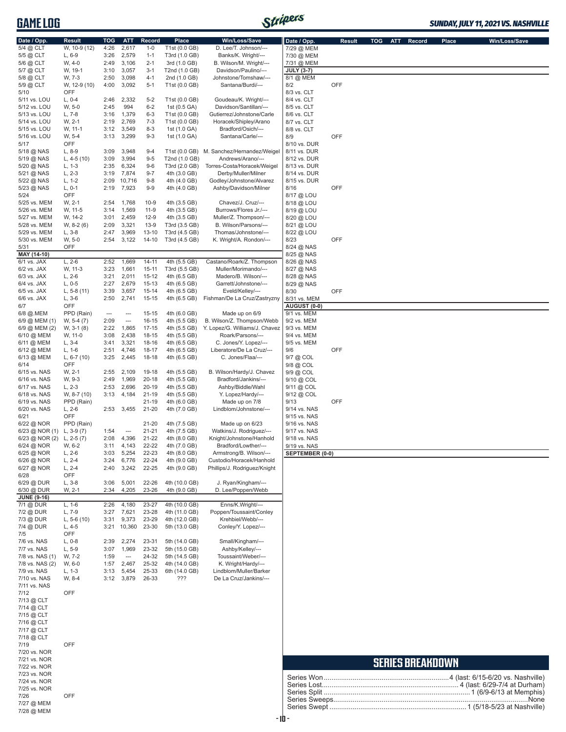# GAME LOG

*SUNDAY, JULY 11, 2021 VS. NASHVILLE*

| Date / Opp. | Result | TOG | ATT | Record | Place | Win/Loss/Save |
|---|---|---|---|---|---|---|
| 5/4 @ CLT | W, 10-9 (12) | 4:26 | 2,617 | 1-0 | T1st (0.0 GB) | D. Lee/T. Johnson/--- |
| 5/5 @ CLT | L, 6-9 | 3:26 | 2,579 | 1-1 | T3rd (1.0 GB) | Banks/K. Wright/--- |
| 5/6 @ CLT | W, 4-0 | 2:49 | 3,106 | 2-1 | 3rd (1.0 GB) | B. Wilson/M. Wright/--- |
| 5/7 @ CLT | W, 19-1 | 3:10 | 3,057 | 3-1 | T2nd (1.0 GB) | Davidson/Paulino/--- |
| 5/8 @ CLT | W, 7-3 | 2:50 | 3,098 | 4-1 | 2nd (1.0 GB) | Johnstone/Tomshaw/--- |
| 5/9 @ CLT | W, 12-9 (10) | 4:00 | 3,092 | 5-1 | T1st (0.0 GB) | Santana/Burdi/--- |
| 5/10 | OFF | | | | | |
| 5/11 vs. LOU | L, 0-4 | 2:46 | 2,332 | 5-2 | T1st (0.0 GB) | Goudeau/K. Wright/--- |
| 5/12 vs. LOU | W, 5-0 | 2:45 | 994 | 6-2 | 1st (0.5 GA) | Davidson/Santillan/--- |
| 5/13 vs. LOU | L, 7-8 | 3:16 | 1,379 | 6-3 | T1st (0.0 GB) | Gutierrez/Johnstone/Carle |
| 5/14 vs. LOU | W, 2-1 | 2:19 | 2,769 | 7-3 | T1st (0.0 GB) | Horacek/Shipley/Arano |
| 5/15 vs. LOU | W, 11-1 | 3:12 | 3,549 | 8-3 | 1st (1.0 GA) | Bradford/Osich/--- |
| 5/16 vs. LOU | W, 5-4 | 3:13 | 3,299 | 9-3 | 1st (1.0 GA) | Santana/Carle/--- |
| 5/17 | OFF | | | | | |
| 5/18 @ NAS | L, 8-9 | 3:09 | 3,948 | 9-4 | T1st (0.0 GB) | M. Sanchez/Hernandez/Weigel |
| 5/19 @ NAS | L, 4-5 (10) | 3:09 | 3,994 | 9-5 | T2nd (1.0 GB) | Andrews/Arano/--- |
| 5/20 @ NAS | L, 1-3 | 2:35 | 6,324 | 9-6 | T3rd (2.0 GB) | Torres-Costa/Horacek/Weigel |
| 5/21 @ NAS | L, 2-3 | 3:19 | 7,874 | 9-7 | 4th (3.0 GB) | Derby/Muller/Milner |
| 5/22 @ NAS | L, 1-2 | 2:09 | 10,716 | 9-8 | 4th (4.0 GB) | Godley/Johnstone/Alvarez |
| 5/23 @ NAS | L, 0-1 | 2:19 | 7,923 | 9-9 | 4th (4.0 GB) | Ashby/Davidson/Milner |
| 5/24 | OFF | | | | | |
| 5/25 vs. MEM | W, 2-1 | 2:54 | 1,768 | 10-9 | 4th (3.5 GB) | Chavez/J. Cruz/--- |
| 5/26 vs. MEM | W, 11-5 | 3:14 | 1,569 | 11-9 | 4th (3.5 GB) | Burrows/Flores Jr./--- |
| 5/27 vs. MEM | W, 14-2 | 3:01 | 2,459 | 12-9 | 4th (3.5 GB) | Muller/Z. Thompson/--- |
| 5/28 vs. MEM | W, 8-2 (6) | 2:09 | 3,321 | 13-9 | T3rd (3.5 GB) | B. Wilson/Parsons/--- |
| 5/29 vs. MEM | L, 3-8 | 2:47 | 3,969 | 13-10 | T3rd (4.5 GB) | Thomas/Johnstone/--- |
| 5/30 vs. MEM | W, 5-0 | 2:54 | 3,122 | 14-10 | T3rd (4.5 GB) | K. Wright/A. Rondon/--- |
| 5/31 | OFF | | | | | |
| **MAY (14-10)** | | | | | | |
| 6/1 vs. JAX | L, 2-6 | 2:52 | 1,669 | 14-11 | 4th (5.5 GB) | Castano/Roark/Z. Thompson |
| 6/2 vs. JAX | W, 11-3 | 3:23 | 1,661 | 15-11 | T3rd (5.5 GB) | Muller/Morimando/--- |
| 6/3 vs. JAX | L, 2-6 | 3:21 | 2,011 | 15-12 | 4th (6.5 GB) | Madero/B. Wilson/--- |
| 6/4 vs. JAX | L, 0-5 | 2:27 | 2,679 | 15-13 | 4th (6.5 GB) | Garrett/Johnstone/--- |
| 6/5 vs. JAX | L, 5-8 (11) | 3:39 | 3,657 | 15-14 | 4th (6.5 GB) | Eveld/Kelley/--- |
| 6/6 vs. JAX | L, 3-6 | 2:50 | 2,741 | 15-15 | 4th (6.5 GB) | Fishman/De La Cruz/Zastryzny |
| 6/7 | OFF | | | | | |
| 6/8 @ MEM | PPD (Rain) | --- | --- | 15-15 | 4th (6.0 GB) | Made up on 6/9 |
| 6/9 @ MEM (1) | W, 5-4 (7) | 2:09 | --- | 16-15 | 4th (5.5 GB) | B. Wilson/Z. Thompson/Webb |
| 6/9 @ MEM (2) | W, 3-1 (8) | 2:22 | 1,865 | 17-15 | 4th (5.5 GB) | Y. Lopez/G. Williams/J. Chavez |
| 6/10 @ MEM | W, 11-0 | 3:08 | 2,438 | 18-15 | 4th (5.5 GB) | Roark/Parsons/--- |
| 6/11 @ MEM | L, 3-4 | 3:41 | 3,321 | 18-16 | 4th (6.5 GB) | C. Jones/Y. Lopez/--- |
| 6/12 @ MEM | L, 1-6 | 2:51 | 4,746 | 18-17 | 4th (6.5 GB) | Liberatore/De La Cruz/--- |
| 6/13 @ MEM | L, 6-7 (10) | 3:25 | 2,445 | 18-18 | 4th (6.5 GB) | C. Jones/Flaa/--- |
| 6/14 | OFF | | | | | |
| 6/15 vs. NAS | W, 2-1 | 2:55 | 2,109 | 19-18 | 4th (5.5 GB) | B. Wilson/Hardy/J. Chavez |
| 6/16 vs. NAS | W, 9-3 | 2:49 | 1,969 | 20-18 | 4th (5.5 GB) | Bradford/Jankins/--- |
| 6/17 vs. NAS | L, 2-3 | 2:53 | 2,696 | 20-19 | 4th (5.5 GB) | Ashby/Biddle/Wahl |
| 6/18 vs. NAS | W, 8-7 (10) | 3:13 | 4,184 | 21-19 | 4th (5.5 GB) | Y. Lopez/Hardy/--- |
| 6/19 vs. NAS | PPD (Rain) | | | 21-19 | 4th (6.0 GB) | Made up on 7/8 |
| 6/20 vs. NAS | L, 2-6 | 2:53 | 3,455 | 21-20 | 4th (7.0 GB) | Lindblom/Johnstone/--- |
| 6/21 | OFF | | | | | |
| 6/22 @ NOR | PPD (Rain) | | | 21-20 | 4th (7.5 GB) | Made up on 6/23 |
| 6/23 @ NOR (1) | L, 3-9 (7) | 1:54 | --- | 21-21 | 4th (7.5 GB) | Watkins/J. Rodriguez/--- |
| 6/23 @ NOR (2) | L, 2-5 (7) | 2:08 | 4,396 | 21-22 | 4th (8.0 GB) | Knight/Johnstone/Hanhold |
| 6/24 @ NOR | W, 6-2 | 3:11 | 4,143 | 22-22 | 4th (7.0 GB) | Bradford/Lowther/--- |
| 6/25 @ NOR | L, 2-6 | 3:03 | 5,254 | 22-23 | 4th (8.0 GB) | Armstrong/B. Wilson/--- |
| 6/26 @ NOR | L, 2-4 | 3:24 | 6,776 | 22-24 | 4th (9.0 GB) | Custodio/Horacek/Hanhold |
| 6/27 @ NOR | L, 2-4 | 2:40 | 3,242 | 22-25 | 4th (9.0 GB) | Phillips/J. Rodriguez/Knight |
| 6/28 | OFF | | | | | |
| 6/29 @ DUR | L, 3-8 | 3:06 | 5,001 | 22-26 | 4th (10.0 GB) | J. Ryan/Kingham/--- |
| 6/30 @ DUR | W, 2-1 | 2:34 | 4,205 | 23-26 | 4th (9.0 GB) | D. Lee/Poppen/Webb |
| **JUNE (9-16)** | | | | | | |
| 7/1 @ DUR | L, 1-6 | 2:26 | 4,180 | 23-27 | 4th (10.0 GB) | Enns/K.Wright/--- |
| 7/2 @ DUR | L, 7-9 | 3:27 | 7,621 | 23-28 | 4th (11.0 GB) | Poppen/Toussaint/Conley |
| 7/3 @ DUR | L, 5-6 (10) | 3:31 | 9,373 | 23-29 | 4th (12.0 GB) | Krehbiel/Webb/--- |
| 7/4 @ DUR | L, 4-5 | 3:21 | 10,360 | 23-30 | 5th (13.0 GB) | Conley/Y. Lopez/--- |
| 7/5 | OFF | | | | | |
| 7/6 vs. NAS | L, 0-8 | 2:39 | 2,274 | 23-31 | 5th (14.0 GB) | Small/Kingham/--- |
| 7/7 vs. NAS | L, 5-9 | 3:07 | 1,969 | 23-32 | 5th (15.0 GB) | Ashby/Kelley/--- |
| 7/8 vs. NAS (1) | W, 7-2 | 1:59 | --- | 24-32 | 5th (14.5 GB) | Toussaint/Weber/--- |
| 7/8 vs. NAS (2) | W, 6-0 | 1:57 | 2,467 | 25-32 | 4th (14.0 GB) | K. Wright/Hardy/--- |
| 7/9 vs. NAS | L, 1-3 | 3:13 | 5,454 | 25-33 | 6th (14.0 GB) | Lindblom/Muller/Barker |
| 7/10 vs. NAS | W, 8-4 | 3:12 | 3,879 | 26-33 | ??? | De La Cruz/Jankins/--- |
| 7/11 vs. NAS | | | | | | |
| 7/12 | OFF | | | | | |
| 7/13 @ CLT | | | | | | |
| 7/14 @ CLT | | | | | | |
| 7/15 @ CLT | | | | | | |
| 7/16 @ CLT | | | | | | |
| 7/17 @ CLT | | | | | | |
| 7/18 @ CLT | | | | | | |
| 7/19 | OFF | | | | | |
| 7/20 vs. NOR | | | | | | |
| 7/21 vs. NOR | | | | | | |
| 7/22 vs. NOR | | | | | | |
| 7/23 vs. NOR | | | | | | |
| 7/24 vs. NOR | | | | | | |
| 7/25 vs. NOR | | | | | | |
| 7/26 | OFF | | | | | |
| 7/27 @ MEM | | | | | | |
| 7/28 @ MEM | | | | | | |
| 7/29 @ MEM | | | | | | |
| 7/30 @ MEM | | | | | | |
| 7/31 @ MEM | | | | | | |
| **JULY (3-7)** | | | | | | |
| 8/1 @ MEM | | | | | | |
| 8/2 | OFF | | | | | |
| 8/3 vs. CLT | | | | | | |
| 8/4 vs. CLT | | | | | | |
| 8/5 vs. CLT | | | | | | |
| 8/6 vs. CLT | | | | | | |
| 8/7 vs. CLT | | | | | | |
| 8/8 vs. CLT | | | | | | |
| 8/9 | OFF | | | | | |
| 8/10 vs. DUR | | | | | | |
| 8/11 vs. DUR | | | | | | |
| 8/12 vs. DUR | | | | | | |
| 8/13 vs. DUR | | | | | | |
| 8/14 vs. DUR | | | | | | |
| 8/15 vs. DUR | | | | | | |
| 8/16 | OFF | | | | | |
| 8/17 @ LOU | | | | | | |
| 8/18 @ LOU | | | | | | |
| 8/19 @ LOU | | | | | | |
| 8/20 @ LOU | | | | | | |
| 8/21 @ LOU | | | | | | |
| 8/22 @ LOU | | | | | | |
| 8/23 | OFF | | | | | |
| 8/24 @ NAS | | | | | | |
| 8/25 @ NAS | | | | | | |
| 8/26 @ NAS | | | | | | |
| 8/27 @ NAS | | | | | | |
| 8/28 @ NAS | | | | | | |
| 8/29 @ NAS | | | | | | |
| 8/30 | OFF | | | | | |
| 8/31 vs. MEM | | | | | | |
| **AUGUST (0-0)** | | | | | | |
| 9/1 vs. MEM | | | | | | |
| 9/2 vs. MEM | | | | | | |
| 9/3 vs. MEM | | | | | | |
| 9/4 vs. MEM | | | | | | |
| 9/5 vs. MEM | | | | | | |
| 9/6 | OFF | | | | | |
| 9/7 @ COL | | | | | | |
| 9/8 @ COL | | | | | | |
| 9/9 @ COL | | | | | | |
| 9/10 @ COL | | | | | | |
| 9/11 @ COL | | | | | | |
| 9/12 @ COL | | | | | | |
| 9/13 | OFF | | | | | |
| 9/14 vs. NAS | | | | | | |
| 9/15 vs. NAS | | | | | | |
| 9/16 vs. NAS | | | | | | |
| 9/17 vs. NAS | | | | | | |
| 9/18 vs. NAS | | | | | | |
| 9/19 vs. NAS | | | | | | |
| **SEPTEMBER (0-0)** | | | | | | |

## SERIES BREAKDOWN

Series Won.................................4 (last: 6/15-6/20 vs. Nashville)
Series Lost.................................4 (last: 6/29-7/4 at Durham)
Series Split.................................1 (6/9-6/13 at Memphis)
Series Sweeps.................................None
Series Swept.................................1 (5/18-5/23 at Nashville)